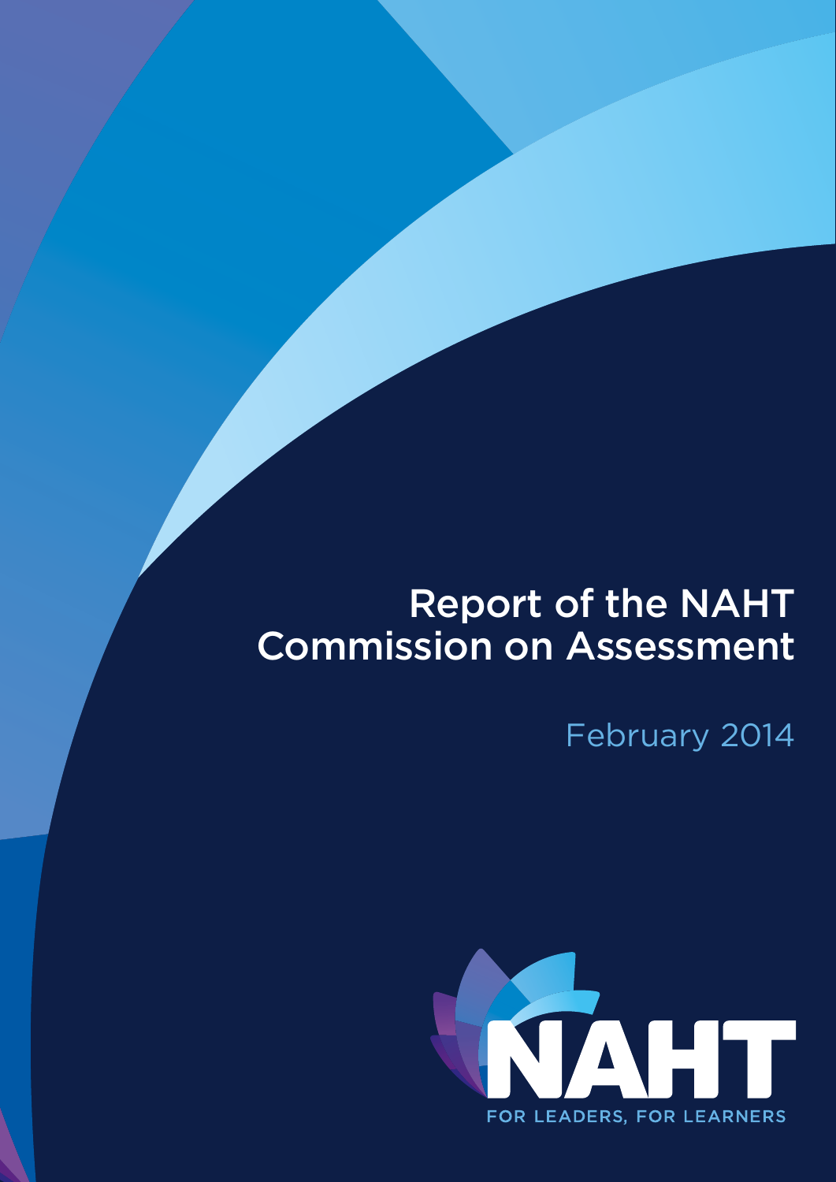# Report of the NAHT Commission on Assessment

February 2014

NAHT

FOR LEADERS, FOR LEARNERS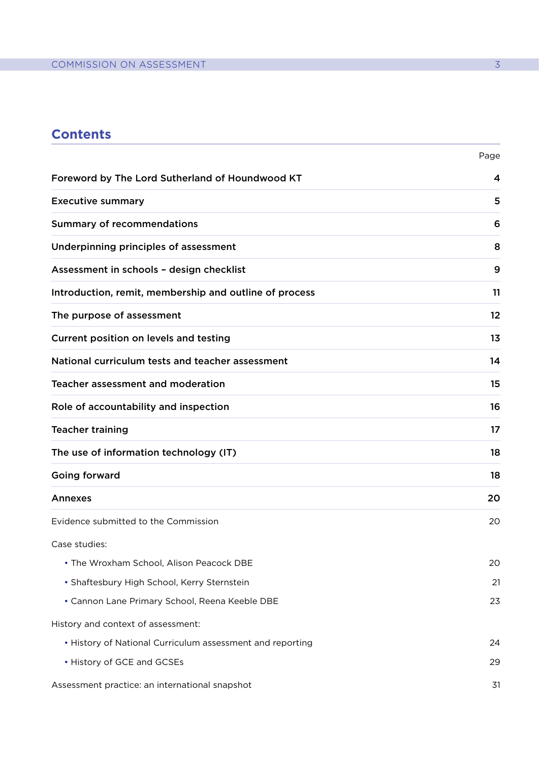## Contents

| | Page |
|---|---|
| **Foreword by The Lord Sutherland of Houndwood KT** | **4** |
| **Executive summary** | **5** |
| **Summary of recommendations** | **6** |
| **Underpinning principles of assessment** | **8** |
| **Assessment in schools – design checklist** | **9** |
| **Introduction, remit, membership and outline of process** | **11** |
| **The purpose of assessment** | **12** |
| **Current position on levels and testing** | **13** |
| **National curriculum tests and teacher assessment** | **14** |
| **Teacher assessment and moderation** | **15** |
| **Role of accountability and inspection** | **16** |
| **Teacher training** | **17** |
| **The use of information technology (IT)** | **18** |
| **Going forward** | **18** |
| **Annexes** | **20** |
| Evidence submitted to the Commission | 20 |
| Case studies: | |
| • The Wroxham School, Alison Peacock DBE | 20 |
| • Shaftesbury High School, Kerry Sternstein | 21 |
| • Cannon Lane Primary School, Reena Keeble DBE | 23 |
| History and context of assessment: | |
| • History of National Curriculum assessment and reporting | 24 |
| • History of GCE and GCSEs | 29 |
| Assessment practice: an international snapshot | 31 |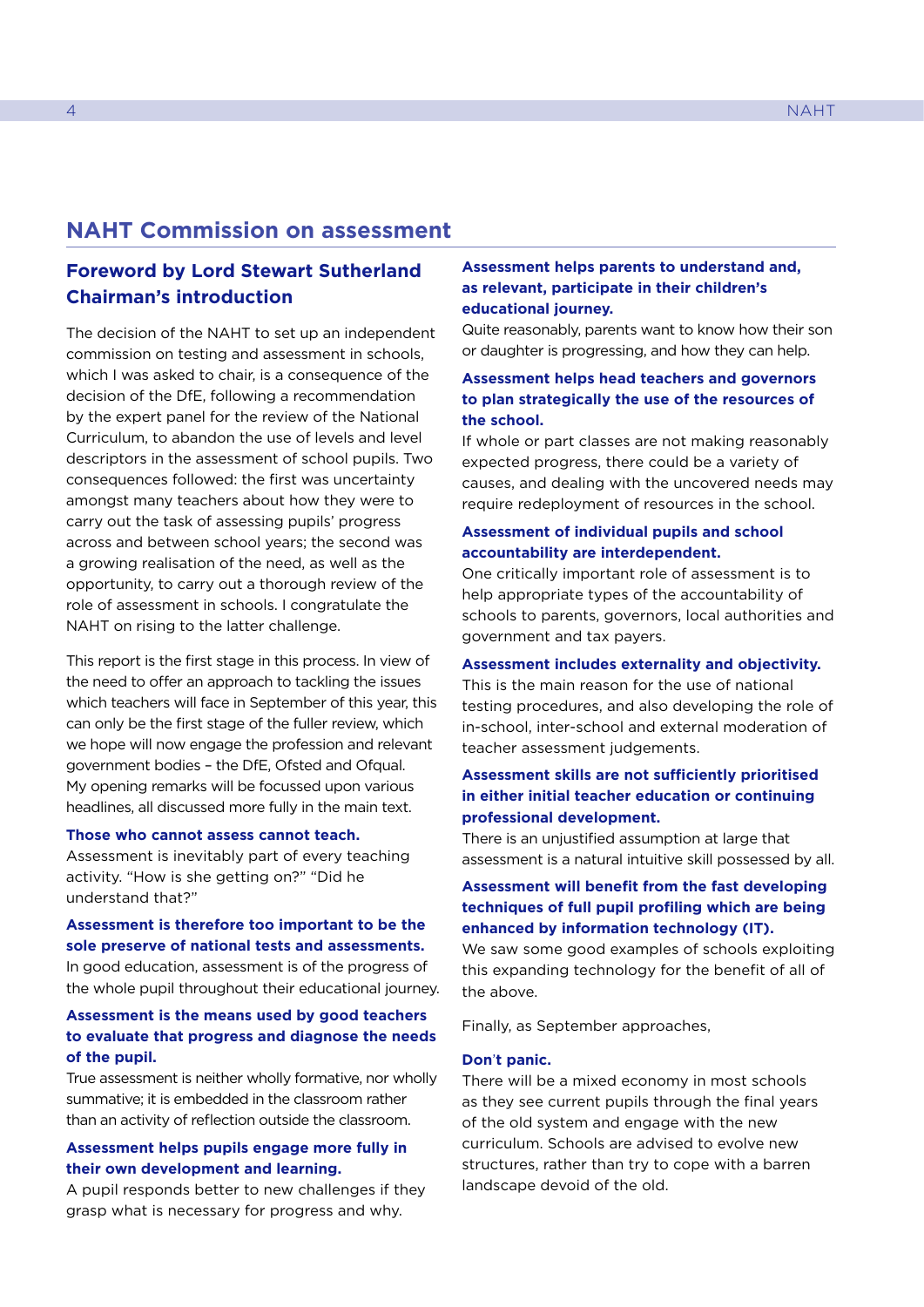# NAHT Commission on assessment

## Foreword by Lord Stewart Sutherland Chairman's introduction

The decision of the NAHT to set up an independent commission on testing and assessment in schools, which I was asked to chair, is a consequence of the decision of the DfE, following a recommendation by the expert panel for the review of the National Curriculum, to abandon the use of levels and level descriptors in the assessment of school pupils. Two consequences followed: the first was uncertainty amongst many teachers about how they were to carry out the task of assessing pupils' progress across and between school years; the second was a growing realisation of the need, as well as the opportunity, to carry out a thorough review of the role of assessment in schools. I congratulate the NAHT on rising to the latter challenge.

This report is the first stage in this process. In view of the need to offer an approach to tackling the issues which teachers will face in September of this year, this can only be the first stage of the fuller review, which we hope will now engage the profession and relevant government bodies – the DfE, Ofsted and Ofqual. My opening remarks will be focussed upon various headlines, all discussed more fully in the main text.

**Those who cannot assess cannot teach.**
Assessment is inevitably part of every teaching activity. "How is she getting on?" "Did he understand that?"

**Assessment is therefore too important to be the sole preserve of national tests and assessments.**
In good education, assessment is of the progress of the whole pupil throughout their educational journey.

**Assessment is the means used by good teachers to evaluate that progress and diagnose the needs of the pupil.**
True assessment is neither wholly formative, nor wholly summative; it is embedded in the classroom rather than an activity of reflection outside the classroom.

**Assessment helps pupils engage more fully in their own development and learning.**
A pupil responds better to new challenges if they grasp what is necessary for progress and why.

**Assessment helps parents to understand and, as relevant, participate in their children's educational journey.**
Quite reasonably, parents want to know how their son or daughter is progressing, and how they can help.

**Assessment helps head teachers and governors to plan strategically the use of the resources of the school.**
If whole or part classes are not making reasonably expected progress, there could be a variety of causes, and dealing with the uncovered needs may require redeployment of resources in the school.

**Assessment of individual pupils and school accountability are interdependent.**
One critically important role of assessment is to help appropriate types of the accountability of schools to parents, governors, local authorities and government and tax payers.

**Assessment includes externality and objectivity.**
This is the main reason for the use of national testing procedures, and also developing the role of in-school, inter-school and external moderation of teacher assessment judgements.

**Assessment skills are not sufficiently prioritised in either initial teacher education or continuing professional development.**
There is an unjustified assumption at large that assessment is a natural intuitive skill possessed by all.

**Assessment will benefit from the fast developing techniques of full pupil profiling which are being enhanced by information technology (IT).**
We saw some good examples of schools exploiting this expanding technology for the benefit of all of the above.

Finally, as September approaches,

**Don't panic.**
There will be a mixed economy in most schools as they see current pupils through the final years of the old system and engage with the new curriculum. Schools are advised to evolve new structures, rather than try to cope with a barren landscape devoid of the old.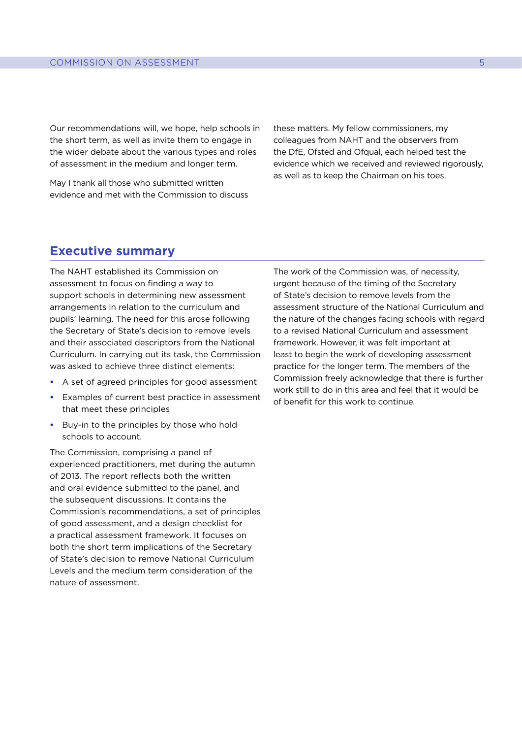Our recommendations will, we hope, help schools in the short term, as well as invite them to engage in the wider debate about the various types and roles of assessment in the medium and longer term.

May I thank all those who submitted written evidence and met with the Commission to discuss these matters. My fellow commissioners, my colleagues from NAHT and the observers from the DfE, Ofsted and Ofqual, each helped test the evidence which we received and reviewed rigorously, as well as to keep the Chairman on his toes.

## Executive summary

The NAHT established its Commission on assessment to focus on finding a way to support schools in determining new assessment arrangements in relation to the curriculum and pupils' learning. The need for this arose following the Secretary of State's decision to remove levels and their associated descriptors from the National Curriculum. In carrying out its task, the Commission was asked to achieve three distinct elements:

- A set of agreed principles for good assessment
- Examples of current best practice in assessment that meet these principles
- Buy-in to the principles by those who hold schools to account.

The Commission, comprising a panel of experienced practitioners, met during the autumn of 2013. The report reflects both the written and oral evidence submitted to the panel, and the subsequent discussions. It contains the Commission's recommendations, a set of principles of good assessment, and a design checklist for a practical assessment framework. It focuses on both the short term implications of the Secretary of State's decision to remove National Curriculum Levels and the medium term consideration of the nature of assessment.

The work of the Commission was, of necessity, urgent because of the timing of the Secretary of State's decision to remove levels from the assessment structure of the National Curriculum and the nature of the changes facing schools with regard to a revised National Curriculum and assessment framework. However, it was felt important at least to begin the work of developing assessment practice for the longer term. The members of the Commission freely acknowledge that there is further work still to do in this area and feel that it would be of benefit for this work to continue.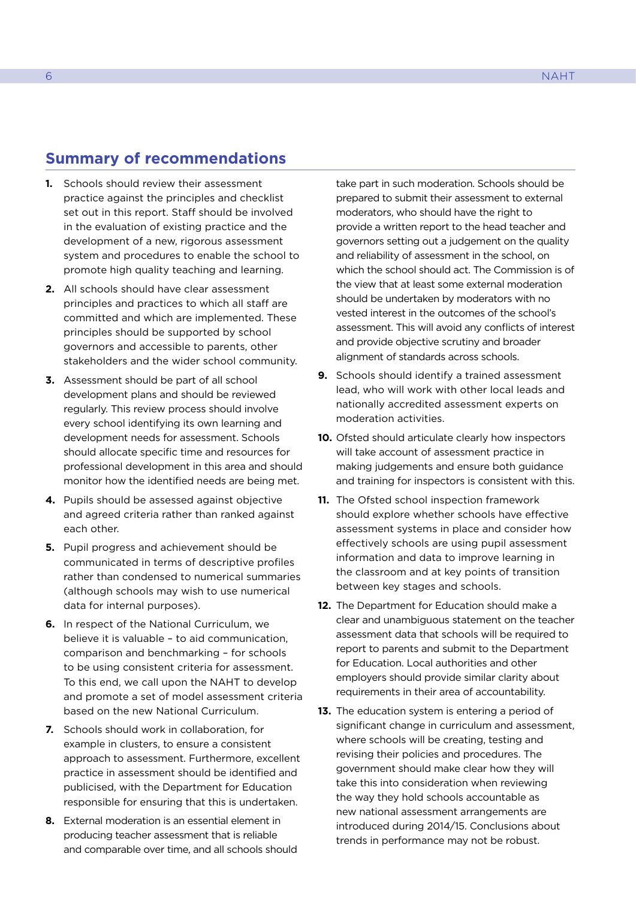## Summary of recommendations

1. Schools should review their assessment practice against the principles and checklist set out in this report. Staff should be involved in the evaluation of existing practice and the development of a new, rigorous assessment system and procedures to enable the school to promote high quality teaching and learning.

2. All schools should have clear assessment principles and practices to which all staff are committed and which are implemented. These principles should be supported by school governors and accessible to parents, other stakeholders and the wider school community.

3. Assessment should be part of all school development plans and should be reviewed regularly. This review process should involve every school identifying its own learning and development needs for assessment. Schools should allocate specific time and resources for professional development in this area and should monitor how the identified needs are being met.

4. Pupils should be assessed against objective and agreed criteria rather than ranked against each other.

5. Pupil progress and achievement should be communicated in terms of descriptive profiles rather than condensed to numerical summaries (although schools may wish to use numerical data for internal purposes).

6. In respect of the National Curriculum, we believe it is valuable – to aid communication, comparison and benchmarking – for schools to be using consistent criteria for assessment. To this end, we call upon the NAHT to develop and promote a set of model assessment criteria based on the new National Curriculum.

7. Schools should work in collaboration, for example in clusters, to ensure a consistent approach to assessment. Furthermore, excellent practice in assessment should be identified and publicised, with the Department for Education responsible for ensuring that this is undertaken.

8. External moderation is an essential element in producing teacher assessment that is reliable and comparable over time, and all schools should take part in such moderation. Schools should be prepared to submit their assessment to external moderators, who should have the right to provide a written report to the head teacher and governors setting out a judgement on the quality and reliability of assessment in the school, on which the school should act. The Commission is of the view that at least some external moderation should be undertaken by moderators with no vested interest in the outcomes of the school's assessment. This will avoid any conflicts of interest and provide objective scrutiny and broader alignment of standards across schools.

9. Schools should identify a trained assessment lead, who will work with other local leads and nationally accredited assessment experts on moderation activities.

10. Ofsted should articulate clearly how inspectors will take account of assessment practice in making judgements and ensure both guidance and training for inspectors is consistent with this.

11. The Ofsted school inspection framework should explore whether schools have effective assessment systems in place and consider how effectively schools are using pupil assessment information and data to improve learning in the classroom and at key points of transition between key stages and schools.

12. The Department for Education should make a clear and unambiguous statement on the teacher assessment data that schools will be required to report to parents and submit to the Department for Education. Local authorities and other employers should provide similar clarity about requirements in their area of accountability.

13. The education system is entering a period of significant change in curriculum and assessment, where schools will be creating, testing and revising their policies and procedures. The government should make clear how they will take this into consideration when reviewing the way they hold schools accountable as new national assessment arrangements are introduced during 2014/15. Conclusions about trends in performance may not be robust.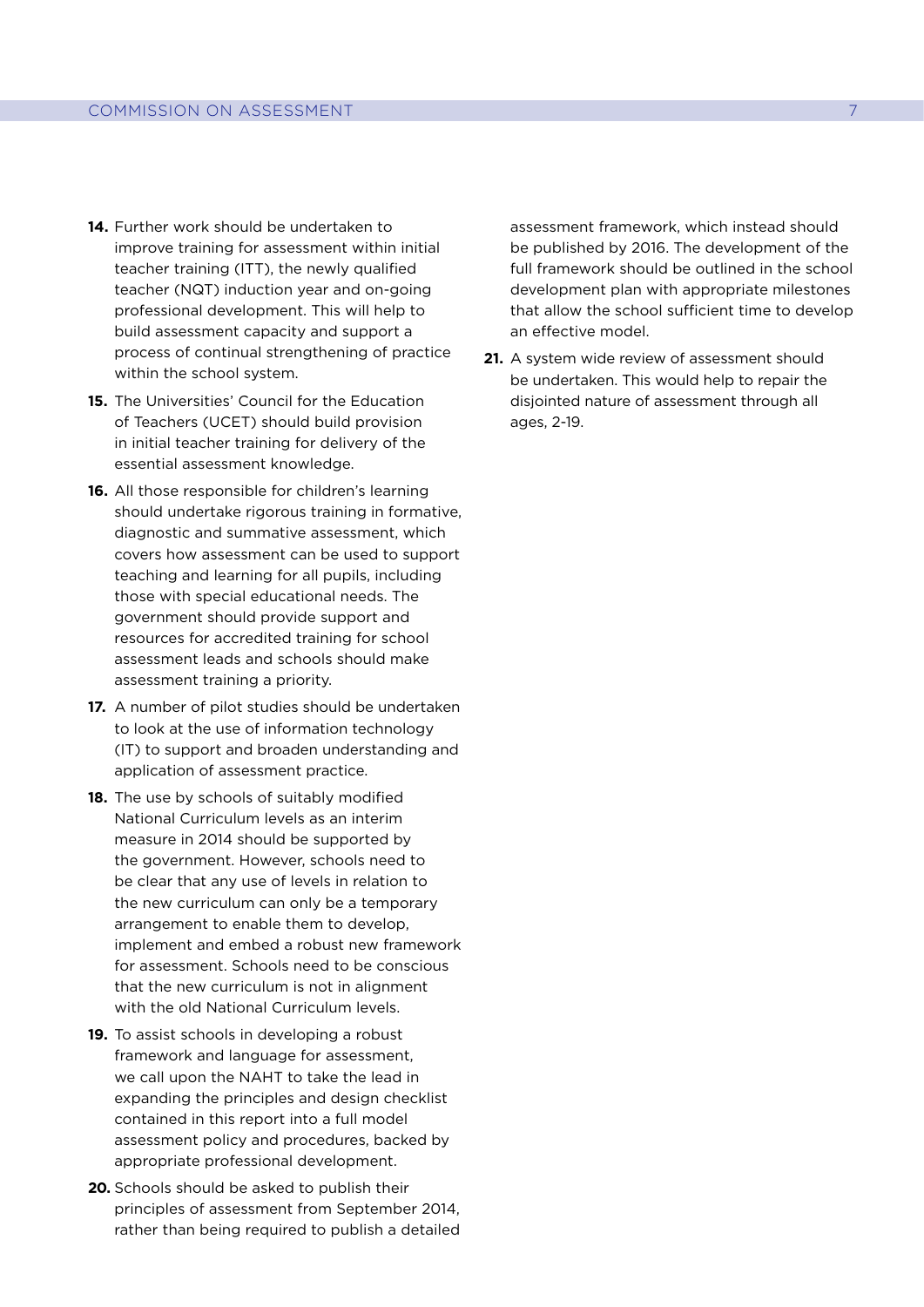14. Further work should be undertaken to improve training for assessment within initial teacher training (ITT), the newly qualified teacher (NQT) induction year and on-going professional development. This will help to build assessment capacity and support a process of continual strengthening of practice within the school system.

15. The Universities' Council for the Education of Teachers (UCET) should build provision in initial teacher training for delivery of the essential assessment knowledge.

16. All those responsible for children's learning should undertake rigorous training in formative, diagnostic and summative assessment, which covers how assessment can be used to support teaching and learning for all pupils, including those with special educational needs. The government should provide support and resources for accredited training for school assessment leads and schools should make assessment training a priority.

17. A number of pilot studies should be undertaken to look at the use of information technology (IT) to support and broaden understanding and application of assessment practice.

18. The use by schools of suitably modified National Curriculum levels as an interim measure in 2014 should be supported by the government. However, schools need to be clear that any use of levels in relation to the new curriculum can only be a temporary arrangement to enable them to develop, implement and embed a robust new framework for assessment. Schools need to be conscious that the new curriculum is not in alignment with the old National Curriculum levels.

19. To assist schools in developing a robust framework and language for assessment, we call upon the NAHT to take the lead in expanding the principles and design checklist contained in this report into a full model assessment policy and procedures, backed by appropriate professional development.

20. Schools should be asked to publish their principles of assessment from September 2014, rather than being required to publish a detailed assessment framework, which instead should be published by 2016. The development of the full framework should be outlined in the school development plan with appropriate milestones that allow the school sufficient time to develop an effective model.

21. A system wide review of assessment should be undertaken. This would help to repair the disjointed nature of assessment through all ages, 2-19.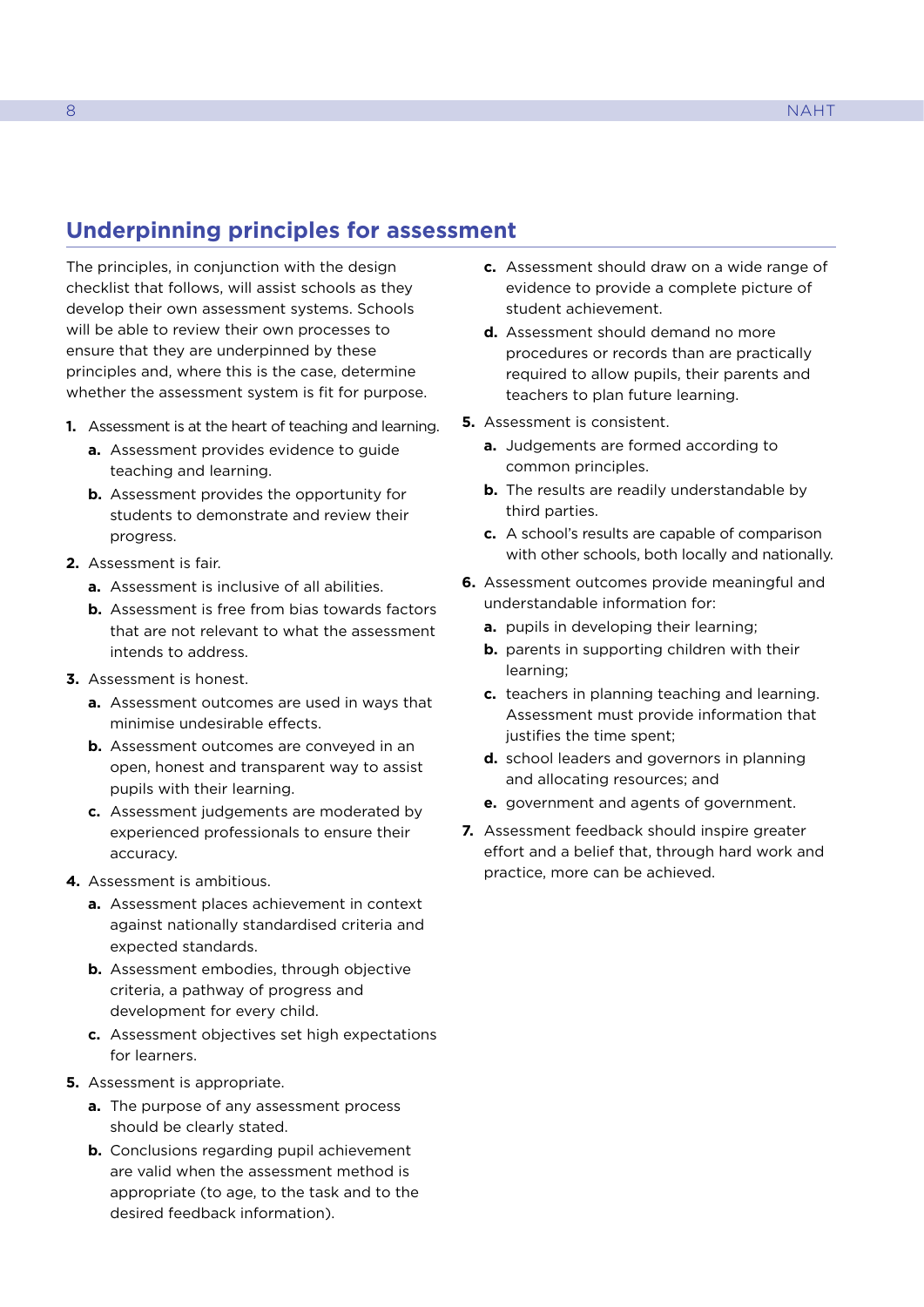## Underpinning principles for assessment

The principles, in conjunction with the design checklist that follows, will assist schools as they develop their own assessment systems. Schools will be able to review their own processes to ensure that they are underpinned by these principles and, where this is the case, determine whether the assessment system is fit for purpose.

1. Assessment is at the heart of teaching and learning.
   - **a.** Assessment provides evidence to guide teaching and learning.
   - **b.** Assessment provides the opportunity for students to demonstrate and review their progress.
2. Assessment is fair.
   - **a.** Assessment is inclusive of all abilities.
   - **b.** Assessment is free from bias towards factors that are not relevant to what the assessment intends to address.
3. Assessment is honest.
   - **a.** Assessment outcomes are used in ways that minimise undesirable effects.
   - **b.** Assessment outcomes are conveyed in an open, honest and transparent way to assist pupils with their learning.
   - **c.** Assessment judgements are moderated by experienced professionals to ensure their accuracy.
4. Assessment is ambitious.
   - **a.** Assessment places achievement in context against nationally standardised criteria and expected standards.
   - **b.** Assessment embodies, through objective criteria, a pathway of progress and development for every child.
   - **c.** Assessment objectives set high expectations for learners.
5. Assessment is appropriate.
   - **a.** The purpose of any assessment process should be clearly stated.
   - **b.** Conclusions regarding pupil achievement are valid when the assessment method is appropriate (to age, to the task and to the desired feedback information).
   - **c.** Assessment should draw on a wide range of evidence to provide a complete picture of student achievement.
   - **d.** Assessment should demand no more procedures or records than are practically required to allow pupils, their parents and teachers to plan future learning.
5. Assessment is consistent.
   - **a.** Judgements are formed according to common principles.
   - **b.** The results are readily understandable by third parties.
   - **c.** A school's results are capable of comparison with other schools, both locally and nationally.
6. Assessment outcomes provide meaningful and understandable information for:
   - **a.** pupils in developing their learning;
   - **b.** parents in supporting children with their learning;
   - **c.** teachers in planning teaching and learning. Assessment must provide information that justifies the time spent;
   - **d.** school leaders and governors in planning and allocating resources; and
   - **e.** government and agents of government.
7. Assessment feedback should inspire greater effort and a belief that, through hard work and practice, more can be achieved.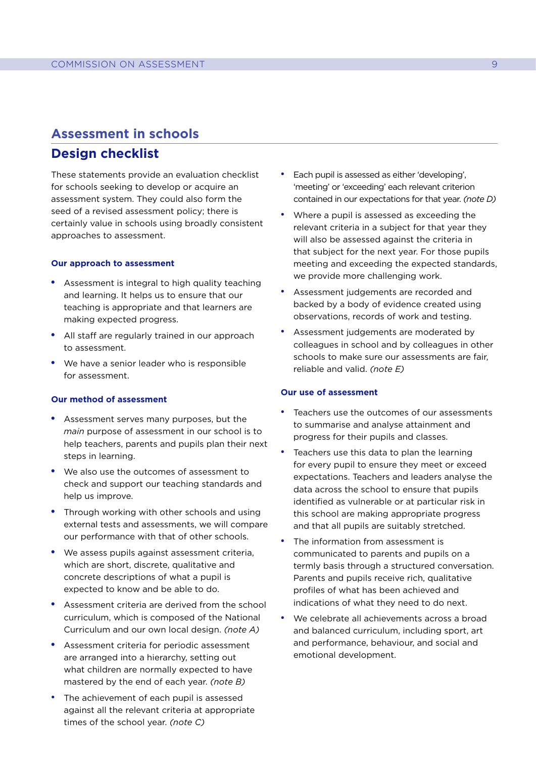## Assessment in schools

## Design checklist

These statements provide an evaluation checklist for schools seeking to develop or acquire an assessment system. They could also form the seed of a revised assessment policy; there is certainly value in schools using broadly consistent approaches to assessment.

### Our approach to assessment

- Assessment is integral to high quality teaching and learning. It helps us to ensure that our teaching is appropriate and that learners are making expected progress.
- All staff are regularly trained in our approach to assessment.
- We have a senior leader who is responsible for assessment.

### Our method of assessment

- Assessment serves many purposes, but the *main* purpose of assessment in our school is to help teachers, parents and pupils plan their next steps in learning.
- We also use the outcomes of assessment to check and support our teaching standards and help us improve.
- Through working with other schools and using external tests and assessments, we will compare our performance with that of other schools.
- We assess pupils against assessment criteria, which are short, discrete, qualitative and concrete descriptions of what a pupil is expected to know and be able to do.
- Assessment criteria are derived from the school curriculum, which is composed of the National Curriculum and our own local design. *(note A)*
- Assessment criteria for periodic assessment are arranged into a hierarchy, setting out what children are normally expected to have mastered by the end of each year. *(note B)*
- The achievement of each pupil is assessed against all the relevant criteria at appropriate times of the school year. *(note C)*
- Each pupil is assessed as either 'developing', 'meeting' or 'exceeding' each relevant criterion contained in our expectations for that year. *(note D)*
- Where a pupil is assessed as exceeding the relevant criteria in a subject for that year they will also be assessed against the criteria in that subject for the next year. For those pupils meeting and exceeding the expected standards, we provide more challenging work.
- Assessment judgements are recorded and backed by a body of evidence created using observations, records of work and testing.
- Assessment judgements are moderated by colleagues in school and by colleagues in other schools to make sure our assessments are fair, reliable and valid. *(note E)*

### Our use of assessment

- Teachers use the outcomes of our assessments to summarise and analyse attainment and progress for their pupils and classes.
- Teachers use this data to plan the learning for every pupil to ensure they meet or exceed expectations. Teachers and leaders analyse the data across the school to ensure that pupils identified as vulnerable or at particular risk in this school are making appropriate progress and that all pupils are suitably stretched.
- The information from assessment is communicated to parents and pupils on a termly basis through a structured conversation. Parents and pupils receive rich, qualitative profiles of what has been achieved and indications of what they need to do next.
- We celebrate all achievements across a broad and balanced curriculum, including sport, art and performance, behaviour, and social and emotional development.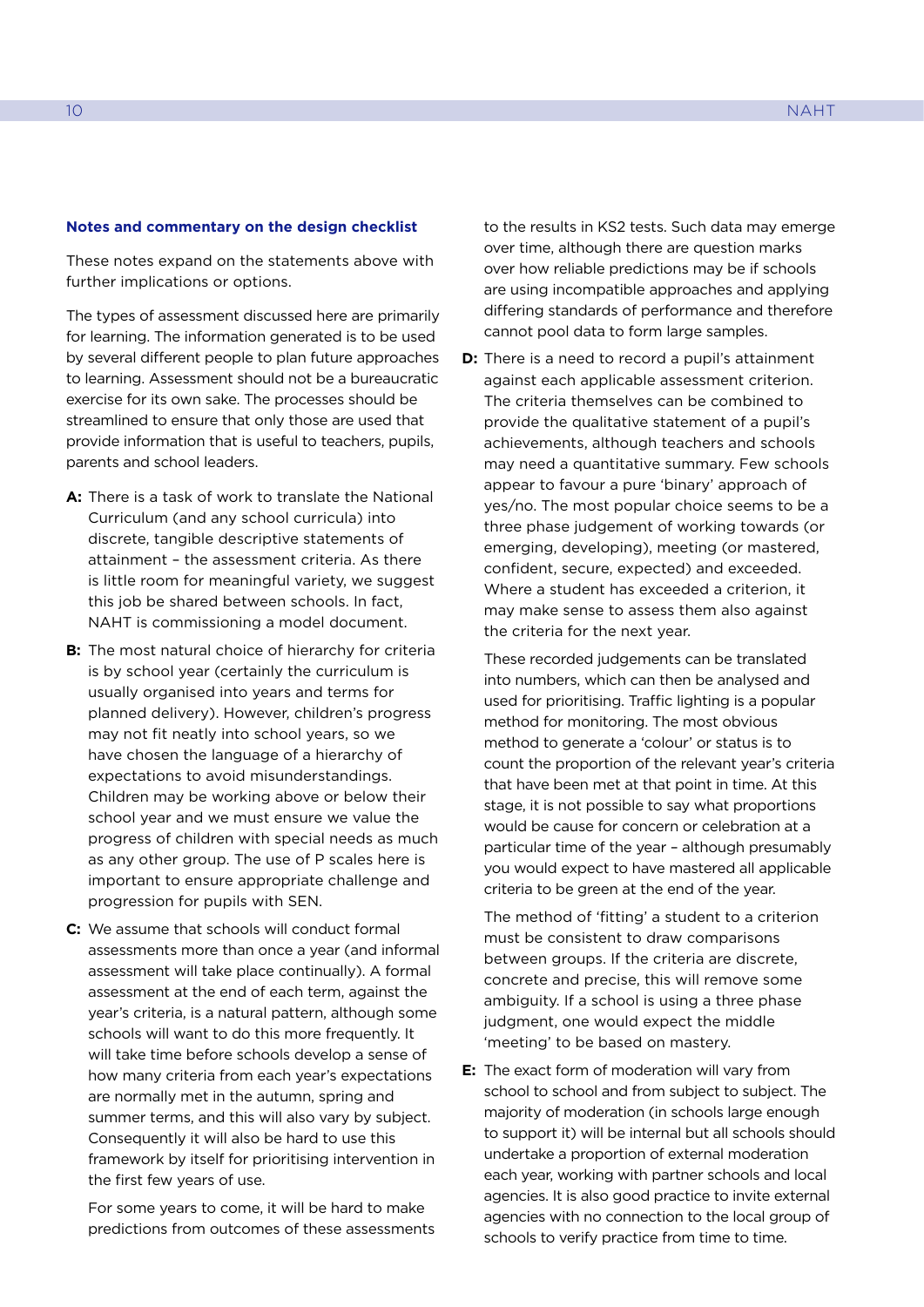### Notes and commentary on the design checklist

These notes expand on the statements above with further implications or options.

The types of assessment discussed here are primarily for learning. The information generated is to be used by several different people to plan future approaches to learning. Assessment should not be a bureaucratic exercise for its own sake. The processes should be streamlined to ensure that only those are used that provide information that is useful to teachers, pupils, parents and school leaders.

**A:** There is a task of work to translate the National Curriculum (and any school curricula) into discrete, tangible descriptive statements of attainment – the assessment criteria. As there is little room for meaningful variety, we suggest this job be shared between schools. In fact, NAHT is commissioning a model document.

**B:** The most natural choice of hierarchy for criteria is by school year (certainly the curriculum is usually organised into years and terms for planned delivery). However, children's progress may not fit neatly into school years, so we have chosen the language of a hierarchy of expectations to avoid misunderstandings. Children may be working above or below their school year and we must ensure we value the progress of children with special needs as much as any other group. The use of P scales here is important to ensure appropriate challenge and progression for pupils with SEN.

**C:** We assume that schools will conduct formal assessments more than once a year (and informal assessment will take place continually). A formal assessment at the end of each term, against the year's criteria, is a natural pattern, although some schools will want to do this more frequently. It will take time before schools develop a sense of how many criteria from each year's expectations are normally met in the autumn, spring and summer terms, and this will also vary by subject. Consequently it will also be hard to use this framework by itself for prioritising intervention in the first few years of use.

For some years to come, it will be hard to make predictions from outcomes of these assessments to the results in KS2 tests. Such data may emerge over time, although there are question marks over how reliable predictions may be if schools are using incompatible approaches and applying differing standards of performance and therefore cannot pool data to form large samples.

**D:** There is a need to record a pupil's attainment against each applicable assessment criterion. The criteria themselves can be combined to provide the qualitative statement of a pupil's achievements, although teachers and schools may need a quantitative summary. Few schools appear to favour a pure 'binary' approach of yes/no. The most popular choice seems to be a three phase judgement of working towards (or emerging, developing), meeting (or mastered, confident, secure, expected) and exceeded. Where a student has exceeded a criterion, it may make sense to assess them also against the criteria for the next year.

These recorded judgements can be translated into numbers, which can then be analysed and used for prioritising. Traffic lighting is a popular method for monitoring. The most obvious method to generate a 'colour' or status is to count the proportion of the relevant year's criteria that have been met at that point in time. At this stage, it is not possible to say what proportions would be cause for concern or celebration at a particular time of the year – although presumably you would expect to have mastered all applicable criteria to be green at the end of the year.

The method of 'fitting' a student to a criterion must be consistent to draw comparisons between groups. If the criteria are discrete, concrete and precise, this will remove some ambiguity. If a school is using a three phase judgment, one would expect the middle 'meeting' to be based on mastery.

**E:** The exact form of moderation will vary from school to school and from subject to subject. The majority of moderation (in schools large enough to support it) will be internal but all schools should undertake a proportion of external moderation each year, working with partner schools and local agencies. It is also good practice to invite external agencies with no connection to the local group of schools to verify practice from time to time.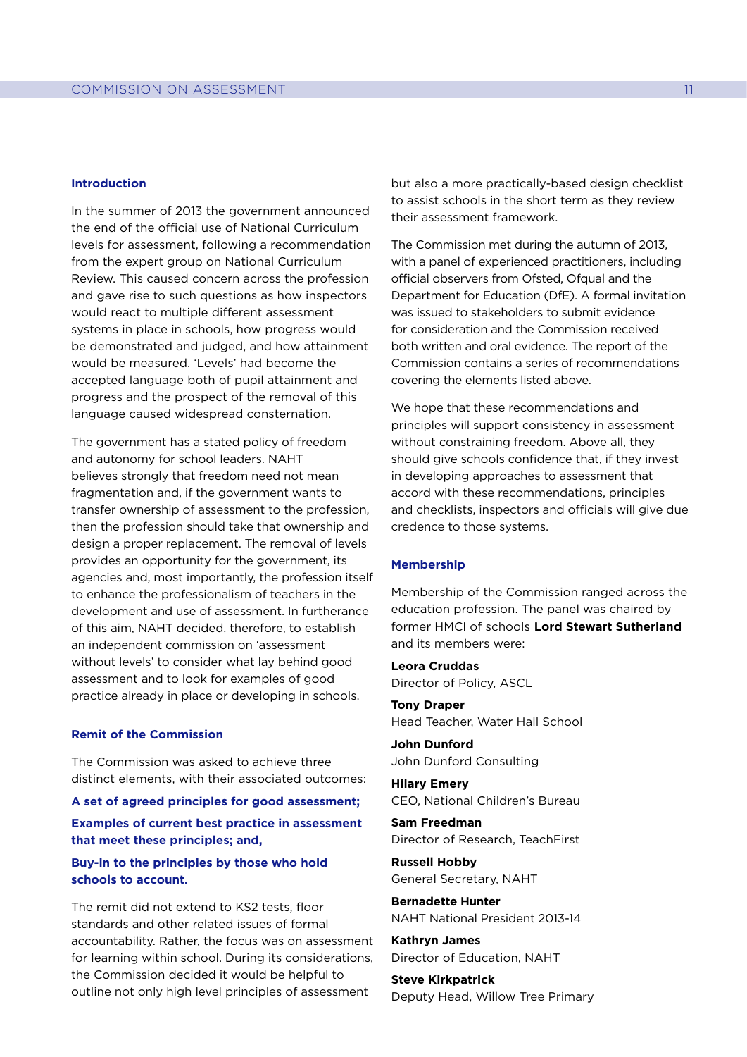## Introduction

In the summer of 2013 the government announced the end of the official use of National Curriculum levels for assessment, following a recommendation from the expert group on National Curriculum Review. This caused concern across the profession and gave rise to such questions as how inspectors would react to multiple different assessment systems in place in schools, how progress would be demonstrated and judged, and how attainment would be measured. 'Levels' had become the accepted language both of pupil attainment and progress and the prospect of the removal of this language caused widespread consternation.

The government has a stated policy of freedom and autonomy for school leaders. NAHT believes strongly that freedom need not mean fragmentation and, if the government wants to transfer ownership of assessment to the profession, then the profession should take that ownership and design a proper replacement. The removal of levels provides an opportunity for the government, its agencies and, most importantly, the profession itself to enhance the professionalism of teachers in the development and use of assessment. In furtherance of this aim, NAHT decided, therefore, to establish an independent commission on 'assessment without levels' to consider what lay behind good assessment and to look for examples of good practice already in place or developing in schools.

## Remit of the Commission

The Commission was asked to achieve three distinct elements, with their associated outcomes:

**A set of agreed principles for good assessment;**

**Examples of current best practice in assessment that meet these principles; and,**

**Buy-in to the principles by those who hold schools to account.**

The remit did not extend to KS2 tests, floor standards and other related issues of formal accountability. Rather, the focus was on assessment for learning within school. During its considerations, the Commission decided it would be helpful to outline not only high level principles of assessment but also a more practically-based design checklist to assist schools in the short term as they review their assessment framework.

The Commission met during the autumn of 2013, with a panel of experienced practitioners, including official observers from Ofsted, Ofqual and the Department for Education (DfE). A formal invitation was issued to stakeholders to submit evidence for consideration and the Commission received both written and oral evidence. The report of the Commission contains a series of recommendations covering the elements listed above.

We hope that these recommendations and principles will support consistency in assessment without constraining freedom. Above all, they should give schools confidence that, if they invest in developing approaches to assessment that accord with these recommendations, principles and checklists, inspectors and officials will give due credence to those systems.

## Membership

Membership of the Commission ranged across the education profession. The panel was chaired by former HMCI of schools **Lord Stewart Sutherland** and its members were:

**Leora Cruddas**
Director of Policy, ASCL

**Tony Draper**
Head Teacher, Water Hall School

**John Dunford**
John Dunford Consulting

**Hilary Emery**
CEO, National Children's Bureau

**Sam Freedman**
Director of Research, TeachFirst

**Russell Hobby**
General Secretary, NAHT

**Bernadette Hunter**
NAHT National President 2013-14

**Kathryn James**
Director of Education, NAHT

**Steve Kirkpatrick**
Deputy Head, Willow Tree Primary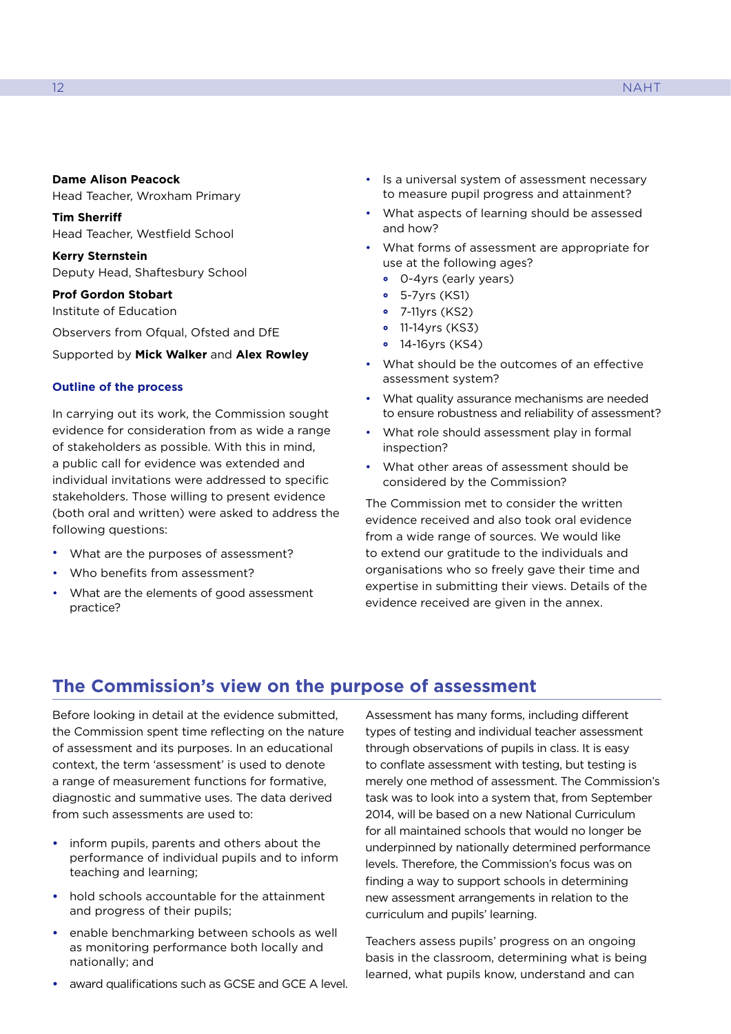**Dame Alison Peacock**
Head Teacher, Wroxham Primary

**Tim Sherriff**
Head Teacher, Westfield School

**Kerry Sternstein**
Deputy Head, Shaftesbury School

**Prof Gordon Stobart**
Institute of Education

Observers from Ofqual, Ofsted and DfE

Supported by **Mick Walker** and **Alex Rowley**

### Outline of the process

In carrying out its work, the Commission sought evidence for consideration from as wide a range of stakeholders as possible. With this in mind, a public call for evidence was extended and individual invitations were addressed to specific stakeholders. Those willing to present evidence (both oral and written) were asked to address the following questions:

- What are the purposes of assessment?
- Who benefits from assessment?
- What are the elements of good assessment practice?
- Is a universal system of assessment necessary to measure pupil progress and attainment?
- What aspects of learning should be assessed and how?
- What forms of assessment are appropriate for use at the following ages?
  - 0-4yrs (early years)
  - 5-7yrs (KS1)
  - 7-11yrs (KS2)
  - 11-14yrs (KS3)
  - 14-16yrs (KS4)
- What should be the outcomes of an effective assessment system?
- What quality assurance mechanisms are needed to ensure robustness and reliability of assessment?
- What role should assessment play in formal inspection?
- What other areas of assessment should be considered by the Commission?

The Commission met to consider the written evidence received and also took oral evidence from a wide range of sources. We would like to extend our gratitude to the individuals and organisations who so freely gave their time and expertise in submitting their views. Details of the evidence received are given in the annex.

## The Commission's view on the purpose of assessment

Before looking in detail at the evidence submitted, the Commission spent time reflecting on the nature of assessment and its purposes. In an educational context, the term 'assessment' is used to denote a range of measurement functions for formative, diagnostic and summative uses. The data derived from such assessments are used to:

- inform pupils, parents and others about the performance of individual pupils and to inform teaching and learning;
- hold schools accountable for the attainment and progress of their pupils;
- enable benchmarking between schools as well as monitoring performance both locally and nationally; and
- award qualifications such as GCSE and GCE A level.

Assessment has many forms, including different types of testing and individual teacher assessment through observations of pupils in class. It is easy to conflate assessment with testing, but testing is merely one method of assessment. The Commission's task was to look into a system that, from September 2014, will be based on a new National Curriculum for all maintained schools that would no longer be underpinned by nationally determined performance levels. Therefore, the Commission's focus was on finding a way to support schools in determining new assessment arrangements in relation to the curriculum and pupils' learning.

Teachers assess pupils' progress on an ongoing basis in the classroom, determining what is being learned, what pupils know, understand and can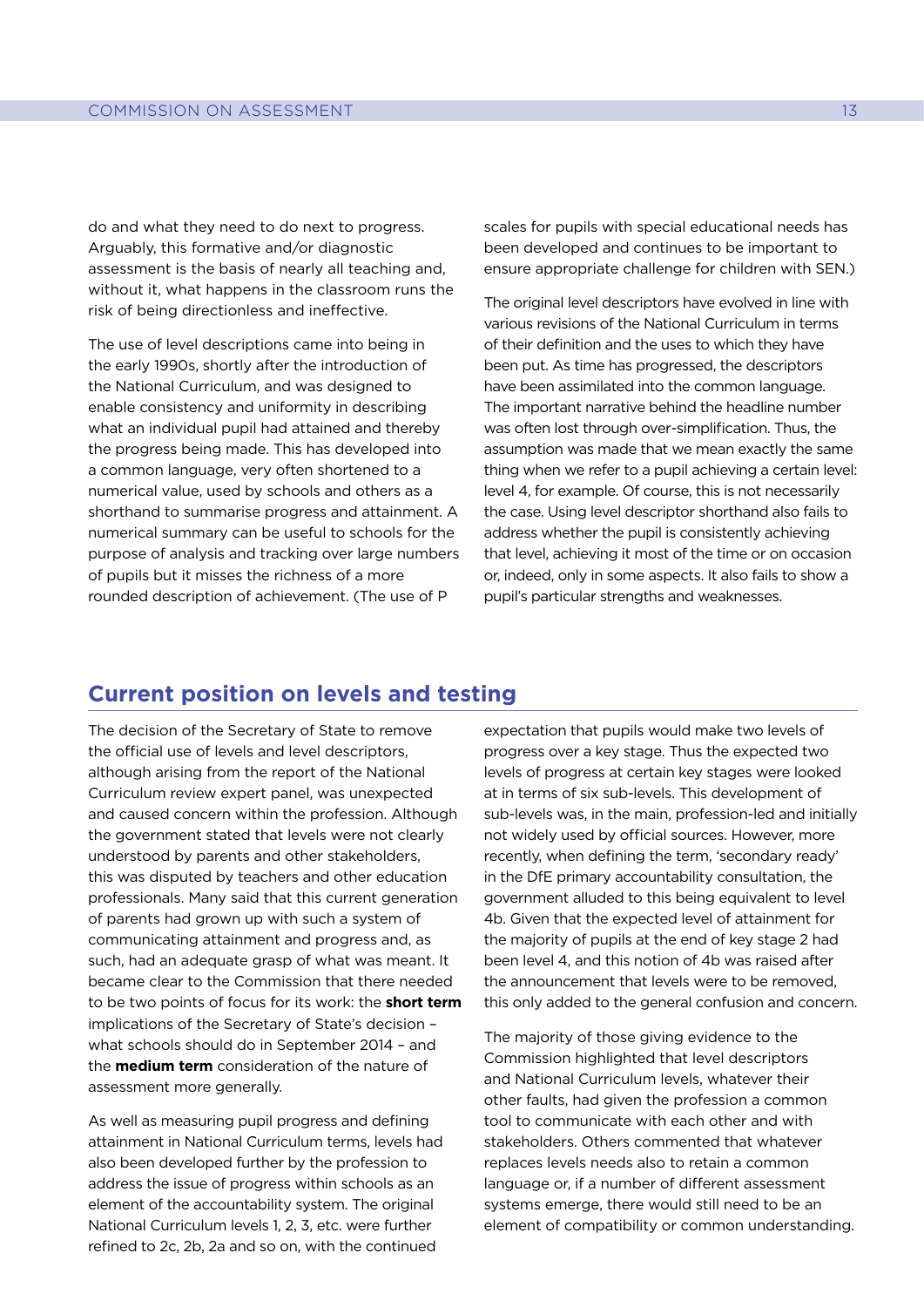do and what they need to do next to progress. Arguably, this formative and/or diagnostic assessment is the basis of nearly all teaching and, without it, what happens in the classroom runs the risk of being directionless and ineffective.

The use of level descriptions came into being in the early 1990s, shortly after the introduction of the National Curriculum, and was designed to enable consistency and uniformity in describing what an individual pupil had attained and thereby the progress being made. This has developed into a common language, very often shortened to a numerical value, used by schools and others as a shorthand to summarise progress and attainment. A numerical summary can be useful to schools for the purpose of analysis and tracking over large numbers of pupils but it misses the richness of a more rounded description of achievement. (The use of P scales for pupils with special educational needs has been developed and continues to be important to ensure appropriate challenge for children with SEN.)

The original level descriptors have evolved in line with various revisions of the National Curriculum in terms of their definition and the uses to which they have been put. As time has progressed, the descriptors have been assimilated into the common language. The important narrative behind the headline number was often lost through over-simplification. Thus, the assumption was made that we mean exactly the same thing when we refer to a pupil achieving a certain level: level 4, for example. Of course, this is not necessarily the case. Using level descriptor shorthand also fails to address whether the pupil is consistently achieving that level, achieving it most of the time or on occasion or, indeed, only in some aspects. It also fails to show a pupil's particular strengths and weaknesses.

## Current position on levels and testing

The decision of the Secretary of State to remove the official use of levels and level descriptors, although arising from the report of the National Curriculum review expert panel, was unexpected and caused concern within the profession. Although the government stated that levels were not clearly understood by parents and other stakeholders, this was disputed by teachers and other education professionals. Many said that this current generation of parents had grown up with such a system of communicating attainment and progress and, as such, had an adequate grasp of what was meant. It became clear to the Commission that there needed to be two points of focus for its work: the **short term** implications of the Secretary of State's decision – what schools should do in September 2014 – and the **medium term** consideration of the nature of assessment more generally.

As well as measuring pupil progress and defining attainment in National Curriculum terms, levels had also been developed further by the profession to address the issue of progress within schools as an element of the accountability system. The original National Curriculum levels 1, 2, 3, etc. were further refined to 2c, 2b, 2a and so on, with the continued expectation that pupils would make two levels of progress over a key stage. Thus the expected two levels of progress at certain key stages were looked at in terms of six sub-levels. This development of sub-levels was, in the main, profession-led and initially not widely used by official sources. However, more recently, when defining the term, 'secondary ready' in the DfE primary accountability consultation, the government alluded to this being equivalent to level 4b. Given that the expected level of attainment for the majority of pupils at the end of key stage 2 had been level 4, and this notion of 4b was raised after the announcement that levels were to be removed, this only added to the general confusion and concern.

The majority of those giving evidence to the Commission highlighted that level descriptors and National Curriculum levels, whatever their other faults, had given the profession a common tool to communicate with each other and with stakeholders. Others commented that whatever replaces levels needs also to retain a common language or, if a number of different assessment systems emerge, there would still need to be an element of compatibility or common understanding.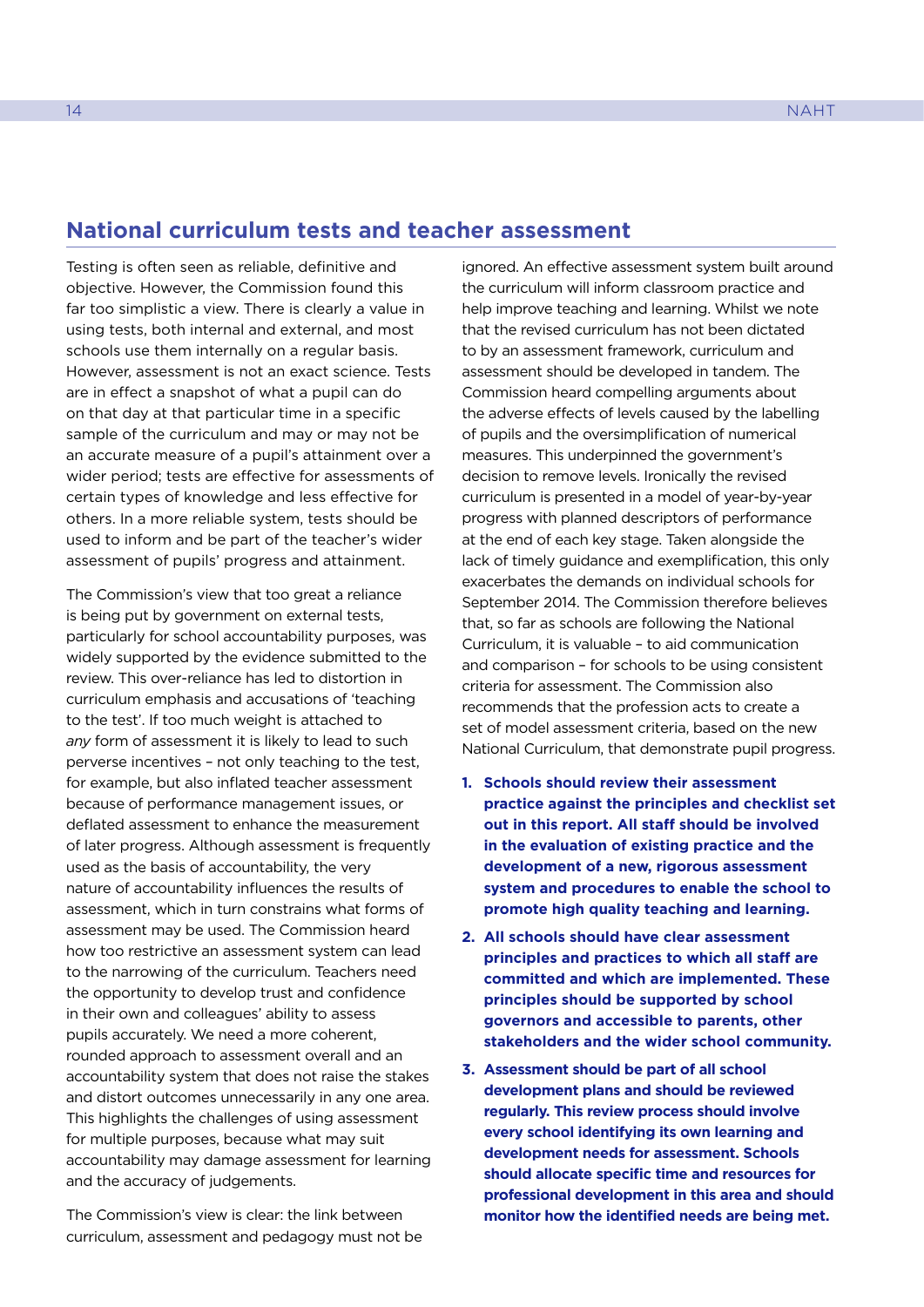## National curriculum tests and teacher assessment

Testing is often seen as reliable, definitive and objective. However, the Commission found this far too simplistic a view. There is clearly a value in using tests, both internal and external, and most schools use them internally on a regular basis. However, assessment is not an exact science. Tests are in effect a snapshot of what a pupil can do on that day at that particular time in a specific sample of the curriculum and may or may not be an accurate measure of a pupil's attainment over a wider period; tests are effective for assessments of certain types of knowledge and less effective for others. In a more reliable system, tests should be used to inform and be part of the teacher's wider assessment of pupils' progress and attainment.

The Commission's view that too great a reliance is being put by government on external tests, particularly for school accountability purposes, was widely supported by the evidence submitted to the review. This over-reliance has led to distortion in curriculum emphasis and accusations of 'teaching to the test'. If too much weight is attached to *any* form of assessment it is likely to lead to such perverse incentives – not only teaching to the test, for example, but also inflated teacher assessment because of performance management issues, or deflated assessment to enhance the measurement of later progress. Although assessment is frequently used as the basis of accountability, the very nature of accountability influences the results of assessment, which in turn constrains what forms of assessment may be used. The Commission heard how too restrictive an assessment system can lead to the narrowing of the curriculum. Teachers need the opportunity to develop trust and confidence in their own and colleagues' ability to assess pupils accurately. We need a more coherent, rounded approach to assessment overall and an accountability system that does not raise the stakes and distort outcomes unnecessarily in any one area. This highlights the challenges of using assessment for multiple purposes, because what may suit accountability may damage assessment for learning and the accuracy of judgements.

The Commission's view is clear: the link between curriculum, assessment and pedagogy must not be ignored. An effective assessment system built around the curriculum will inform classroom practice and help improve teaching and learning. Whilst we note that the revised curriculum has not been dictated to by an assessment framework, curriculum and assessment should be developed in tandem. The Commission heard compelling arguments about the adverse effects of levels caused by the labelling of pupils and the oversimplification of numerical measures. This underpinned the government's decision to remove levels. Ironically the revised curriculum is presented in a model of year-by-year progress with planned descriptors of performance at the end of each key stage. Taken alongside the lack of timely guidance and exemplification, this only exacerbates the demands on individual schools for September 2014. The Commission therefore believes that, so far as schools are following the National Curriculum, it is valuable – to aid communication and comparison – for schools to be using consistent criteria for assessment. The Commission also recommends that the profession acts to create a set of model assessment criteria, based on the new National Curriculum, that demonstrate pupil progress.

1. **Schools should review their assessment practice against the principles and checklist set out in this report. All staff should be involved in the evaluation of existing practice and the development of a new, rigorous assessment system and procedures to enable the school to promote high quality teaching and learning.**
2. **All schools should have clear assessment principles and practices to which all staff are committed and which are implemented. These principles should be supported by school governors and accessible to parents, other stakeholders and the wider school community.**
3. **Assessment should be part of all school development plans and should be reviewed regularly. This review process should involve every school identifying its own learning and development needs for assessment. Schools should allocate specific time and resources for professional development in this area and should monitor how the identified needs are being met.**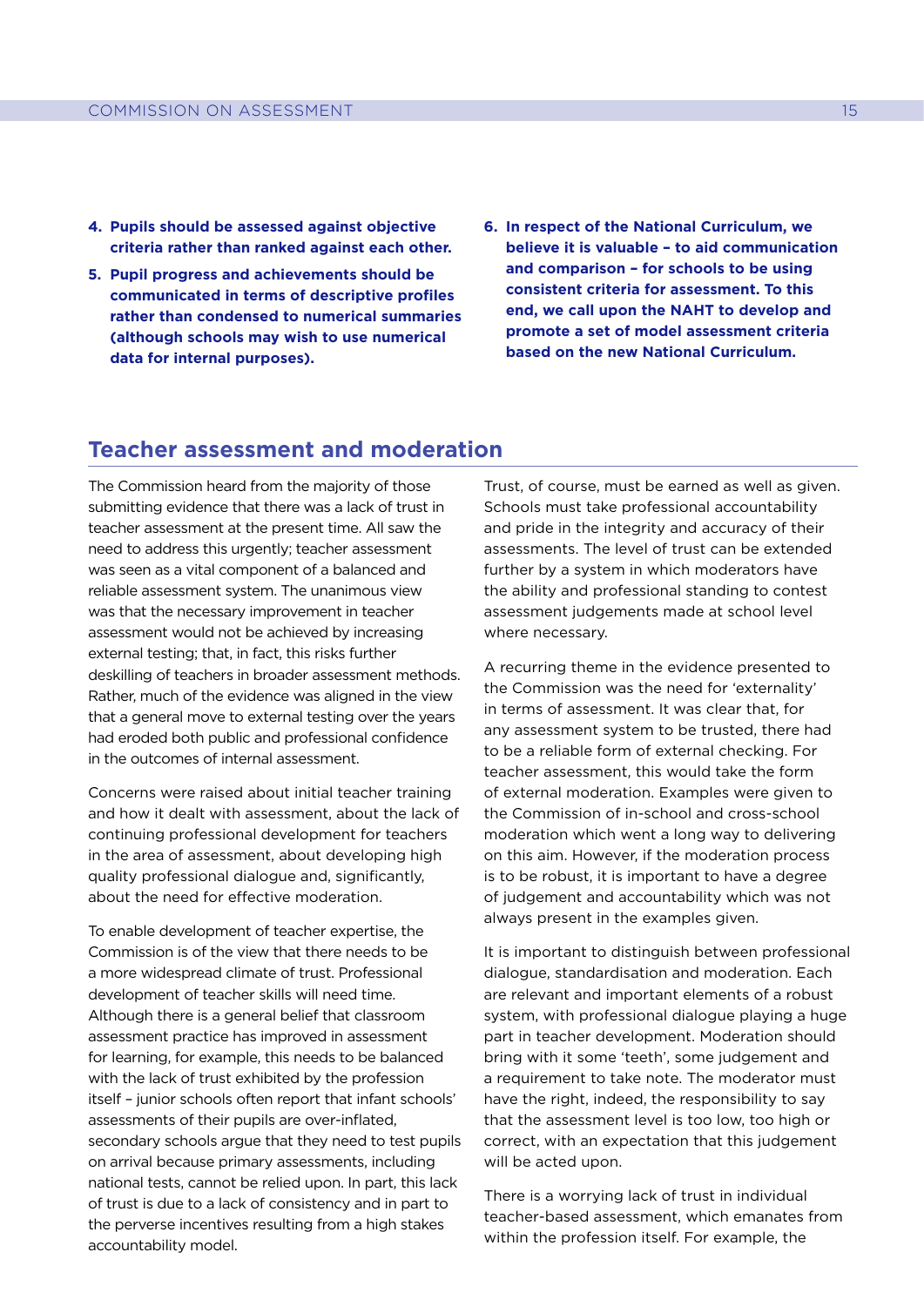4. **Pupils should be assessed against objective criteria rather than ranked against each other.**
5. **Pupil progress and achievements should be communicated in terms of descriptive profiles rather than condensed to numerical summaries (although schools may wish to use numerical data for internal purposes).**
6. **In respect of the National Curriculum, we believe it is valuable – to aid communication and comparison – for schools to be using consistent criteria for assessment. To this end, we call upon the NAHT to develop and promote a set of model assessment criteria based on the new National Curriculum.**

## Teacher assessment and moderation

The Commission heard from the majority of those submitting evidence that there was a lack of trust in teacher assessment at the present time. All saw the need to address this urgently; teacher assessment was seen as a vital component of a balanced and reliable assessment system. The unanimous view was that the necessary improvement in teacher assessment would not be achieved by increasing external testing; that, in fact, this risks further deskilling of teachers in broader assessment methods. Rather, much of the evidence was aligned in the view that a general move to external testing over the years had eroded both public and professional confidence in the outcomes of internal assessment.

Concerns were raised about initial teacher training and how it dealt with assessment, about the lack of continuing professional development for teachers in the area of assessment, about developing high quality professional dialogue and, significantly, about the need for effective moderation.

To enable development of teacher expertise, the Commission is of the view that there needs to be a more widespread climate of trust. Professional development of teacher skills will need time. Although there is a general belief that classroom assessment practice has improved in assessment for learning, for example, this needs to be balanced with the lack of trust exhibited by the profession itself – junior schools often report that infant schools' assessments of their pupils are over-inflated, secondary schools argue that they need to test pupils on arrival because primary assessments, including national tests, cannot be relied upon. In part, this lack of trust is due to a lack of consistency and in part to the perverse incentives resulting from a high stakes accountability model.

Trust, of course, must be earned as well as given. Schools must take professional accountability and pride in the integrity and accuracy of their assessments. The level of trust can be extended further by a system in which moderators have the ability and professional standing to contest assessment judgements made at school level where necessary.

A recurring theme in the evidence presented to the Commission was the need for 'externality' in terms of assessment. It was clear that, for any assessment system to be trusted, there had to be a reliable form of external checking. For teacher assessment, this would take the form of external moderation. Examples were given to the Commission of in-school and cross-school moderation which went a long way to delivering on this aim. However, if the moderation process is to be robust, it is important to have a degree of judgement and accountability which was not always present in the examples given.

It is important to distinguish between professional dialogue, standardisation and moderation. Each are relevant and important elements of a robust system, with professional dialogue playing a huge part in teacher development. Moderation should bring with it some 'teeth', some judgement and a requirement to take note. The moderator must have the right, indeed, the responsibility to say that the assessment level is too low, too high or correct, with an expectation that this judgement will be acted upon.

There is a worrying lack of trust in individual teacher-based assessment, which emanates from within the profession itself. For example, the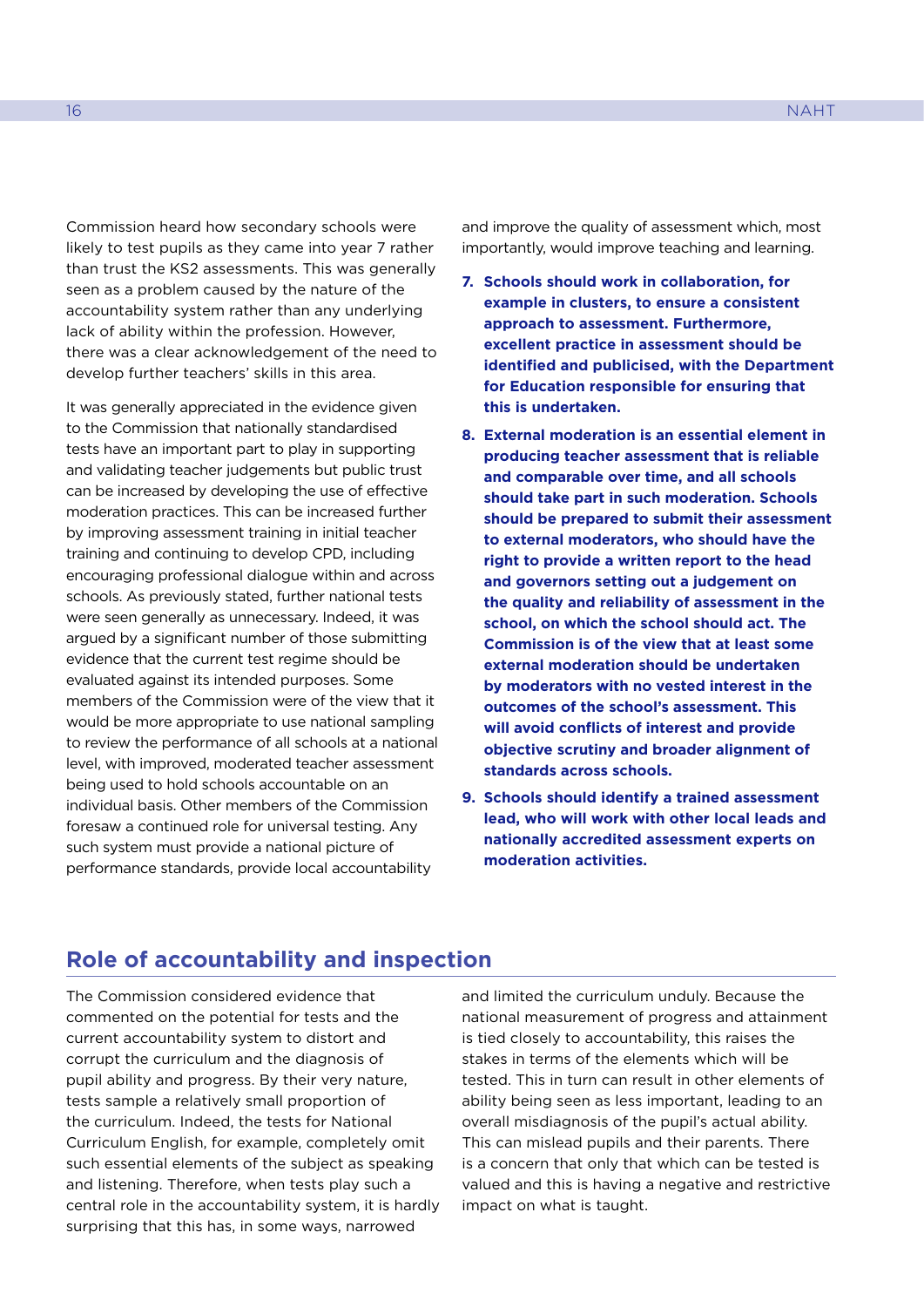Commission heard how secondary schools were likely to test pupils as they came into year 7 rather than trust the KS2 assessments. This was generally seen as a problem caused by the nature of the accountability system rather than any underlying lack of ability within the profession. However, there was a clear acknowledgement of the need to develop further teachers' skills in this area.

It was generally appreciated in the evidence given to the Commission that nationally standardised tests have an important part to play in supporting and validating teacher judgements but public trust can be increased by developing the use of effective moderation practices. This can be increased further by improving assessment training in initial teacher training and continuing to develop CPD, including encouraging professional dialogue within and across schools. As previously stated, further national tests were seen generally as unnecessary. Indeed, it was argued by a significant number of those submitting evidence that the current test regime should be evaluated against its intended purposes. Some members of the Commission were of the view that it would be more appropriate to use national sampling to review the performance of all schools at a national level, with improved, moderated teacher assessment being used to hold schools accountable on an individual basis. Other members of the Commission foresaw a continued role for universal testing. Any such system must provide a national picture of performance standards, provide local accountability and improve the quality of assessment which, most importantly, would improve teaching and learning.

7. **Schools should work in collaboration, for example in clusters, to ensure a consistent approach to assessment. Furthermore, excellent practice in assessment should be identified and publicised, with the Department for Education responsible for ensuring that this is undertaken.**
8. **External moderation is an essential element in producing teacher assessment that is reliable and comparable over time, and all schools should take part in such moderation. Schools should be prepared to submit their assessment to external moderators, who should have the right to provide a written report to the head and governors setting out a judgement on the quality and reliability of assessment in the school, on which the school should act. The Commission is of the view that at least some external moderation should be undertaken by moderators with no vested interest in the outcomes of the school's assessment. This will avoid conflicts of interest and provide objective scrutiny and broader alignment of standards across schools.**
9. **Schools should identify a trained assessment lead, who will work with other local leads and nationally accredited assessment experts on moderation activities.**

## Role of accountability and inspection

The Commission considered evidence that commented on the potential for tests and the current accountability system to distort and corrupt the curriculum and the diagnosis of pupil ability and progress. By their very nature, tests sample a relatively small proportion of the curriculum. Indeed, the tests for National Curriculum English, for example, completely omit such essential elements of the subject as speaking and listening. Therefore, when tests play such a central role in the accountability system, it is hardly surprising that this has, in some ways, narrowed and limited the curriculum unduly. Because the national measurement of progress and attainment is tied closely to accountability, this raises the stakes in terms of the elements which will be tested. This in turn can result in other elements of ability being seen as less important, leading to an overall misdiagnosis of the pupil's actual ability. This can mislead pupils and their parents. There is a concern that only that which can be tested is valued and this is having a negative and restrictive impact on what is taught.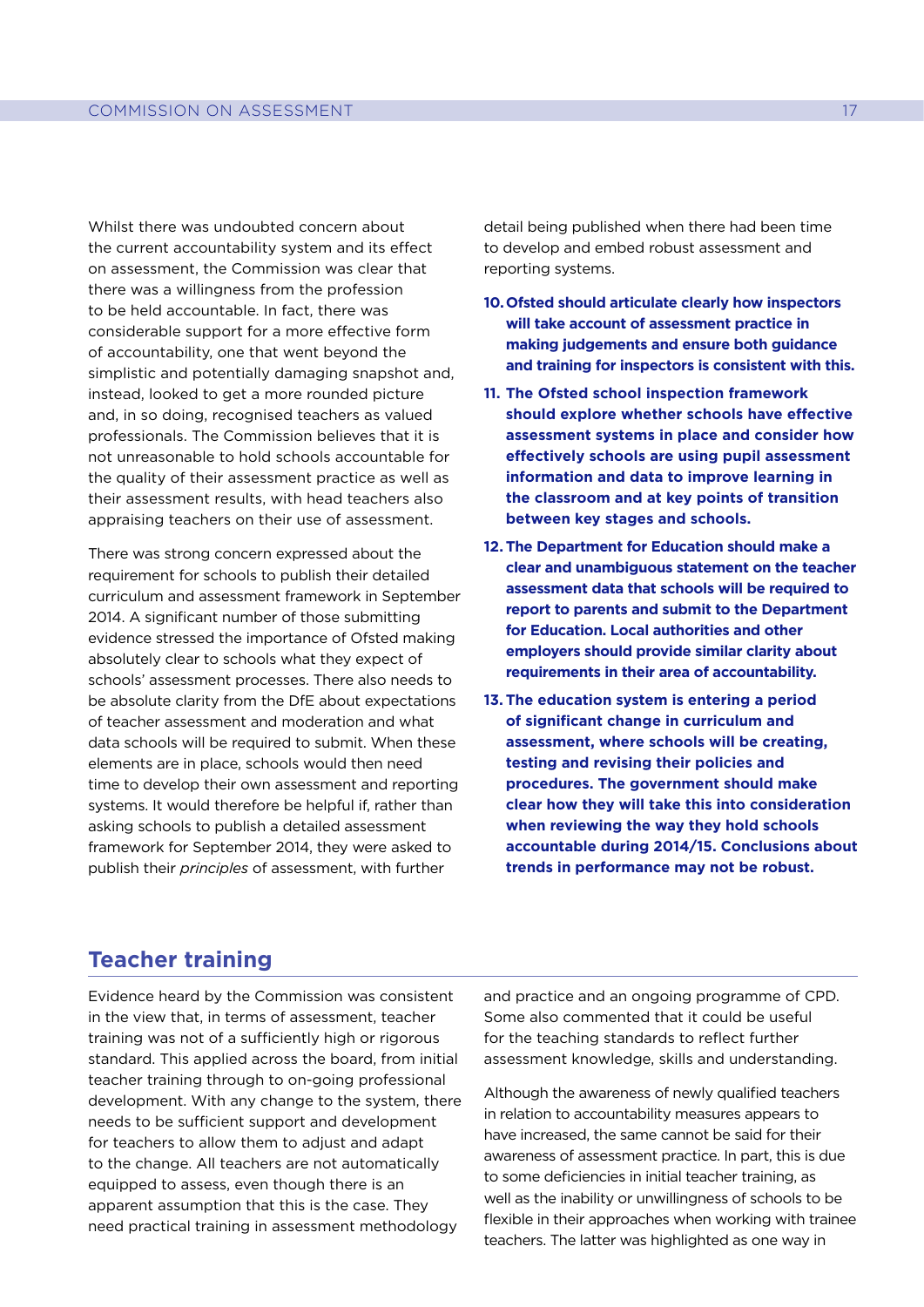Whilst there was undoubted concern about the current accountability system and its effect on assessment, the Commission was clear that there was a willingness from the profession to be held accountable. In fact, there was considerable support for a more effective form of accountability, one that went beyond the simplistic and potentially damaging snapshot and, instead, looked to get a more rounded picture and, in so doing, recognised teachers as valued professionals. The Commission believes that it is not unreasonable to hold schools accountable for the quality of their assessment practice as well as their assessment results, with head teachers also appraising teachers on their use of assessment.

There was strong concern expressed about the requirement for schools to publish their detailed curriculum and assessment framework in September 2014. A significant number of those submitting evidence stressed the importance of Ofsted making absolutely clear to schools what they expect of schools' assessment processes. There also needs to be absolute clarity from the DfE about expectations of teacher assessment and moderation and what data schools will be required to submit. When these elements are in place, schools would then need time to develop their own assessment and reporting systems. It would therefore be helpful if, rather than asking schools to publish a detailed assessment framework for September 2014, they were asked to publish their *principles* of assessment, with further detail being published when there had been time to develop and embed robust assessment and reporting systems.

10. **Ofsted should articulate clearly how inspectors will take account of assessment practice in making judgements and ensure both guidance and training for inspectors is consistent with this.**
11. **The Ofsted school inspection framework should explore whether schools have effective assessment systems in place and consider how effectively schools are using pupil assessment information and data to improve learning in the classroom and at key points of transition between key stages and schools.**
12. **The Department for Education should make a clear and unambiguous statement on the teacher assessment data that schools will be required to report to parents and submit to the Department for Education. Local authorities and other employers should provide similar clarity about requirements in their area of accountability.**
13. **The education system is entering a period of significant change in curriculum and assessment, where schools will be creating, testing and revising their policies and procedures. The government should make clear how they will take this into consideration when reviewing the way they hold schools accountable during 2014/15. Conclusions about trends in performance may not be robust.**

## Teacher training

Evidence heard by the Commission was consistent in the view that, in terms of assessment, teacher training was not of a sufficiently high or rigorous standard. This applied across the board, from initial teacher training through to on-going professional development. With any change to the system, there needs to be sufficient support and development for teachers to allow them to adjust and adapt to the change. All teachers are not automatically equipped to assess, even though there is an apparent assumption that this is the case. They need practical training in assessment methodology and practice and an ongoing programme of CPD. Some also commented that it could be useful for the teaching standards to reflect further assessment knowledge, skills and understanding.

Although the awareness of newly qualified teachers in relation to accountability measures appears to have increased, the same cannot be said for their awareness of assessment practice. In part, this is due to some deficiencies in initial teacher training, as well as the inability or unwillingness of schools to be flexible in their approaches when working with trainee teachers. The latter was highlighted as one way in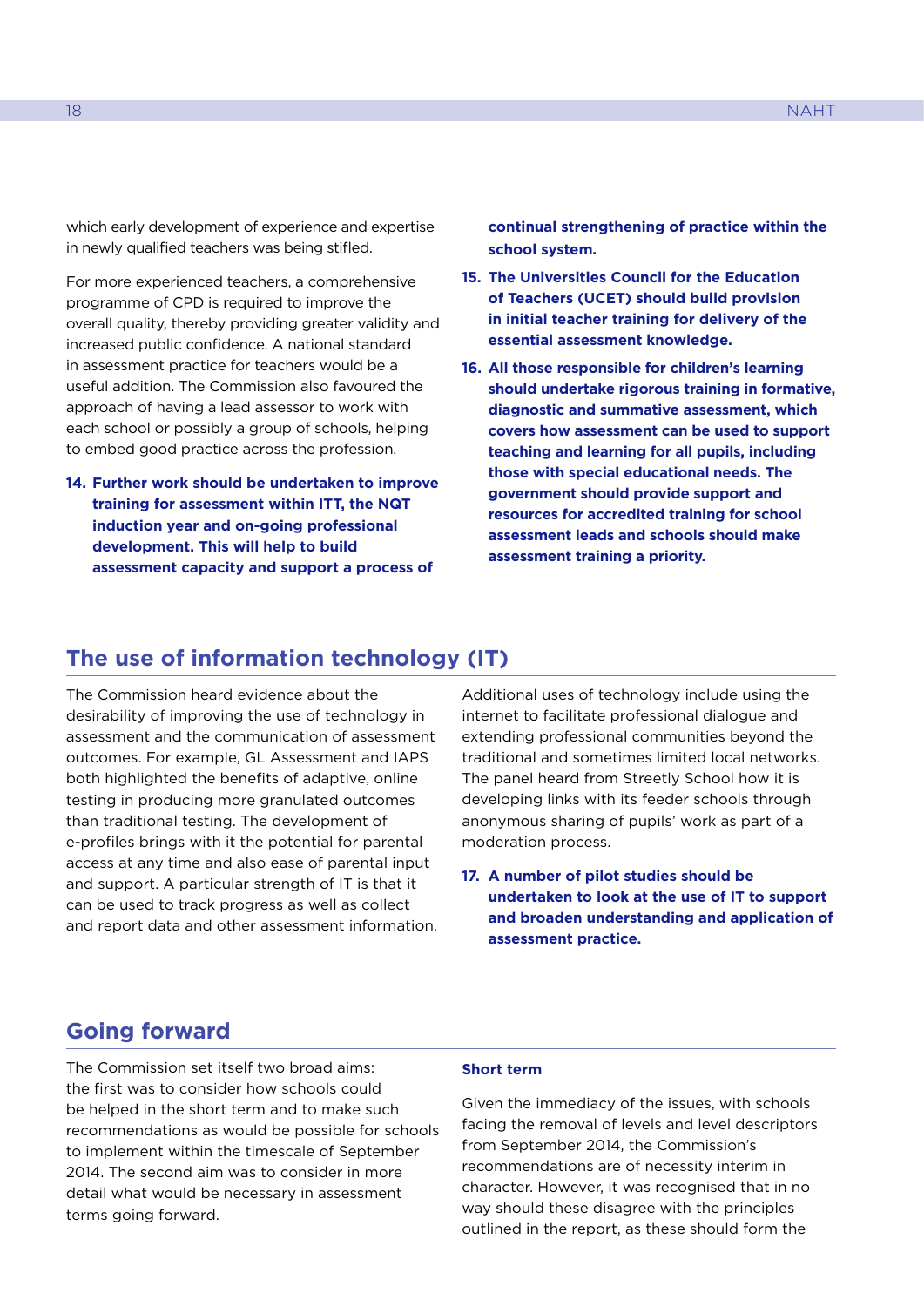which early development of experience and expertise in newly qualified teachers was being stifled.

For more experienced teachers, a comprehensive programme of CPD is required to improve the overall quality, thereby providing greater validity and increased public confidence. A national standard in assessment practice for teachers would be a useful addition. The Commission also favoured the approach of having a lead assessor to work with each school or possibly a group of schools, helping to embed good practice across the profession.

**14. Further work should be undertaken to improve training for assessment within ITT, the NQT induction year and on-going professional development. This will help to build assessment capacity and support a process of continual strengthening of practice within the school system.**

**15. The Universities Council for the Education of Teachers (UCET) should build provision in initial teacher training for delivery of the essential assessment knowledge.**

**16. All those responsible for children's learning should undertake rigorous training in formative, diagnostic and summative assessment, which covers how assessment can be used to support teaching and learning for all pupils, including those with special educational needs. The government should provide support and resources for accredited training for school assessment leads and schools should make assessment training a priority.**

## The use of information technology (IT)

The Commission heard evidence about the desirability of improving the use of technology in assessment and the communication of assessment outcomes. For example, GL Assessment and IAPS both highlighted the benefits of adaptive, online testing in producing more granulated outcomes than traditional testing. The development of e-profiles brings with it the potential for parental access at any time and also ease of parental input and support. A particular strength of IT is that it can be used to track progress as well as collect and report data and other assessment information.

Additional uses of technology include using the internet to facilitate professional dialogue and extending professional communities beyond the traditional and sometimes limited local networks. The panel heard from Streetly School how it is developing links with its feeder schools through anonymous sharing of pupils' work as part of a moderation process.

**17. A number of pilot studies should be undertaken to look at the use of IT to support and broaden understanding and application of assessment practice.**

## Going forward

The Commission set itself two broad aims: the first was to consider how schools could be helped in the short term and to make such recommendations as would be possible for schools to implement within the timescale of September 2014. The second aim was to consider in more detail what would be necessary in assessment terms going forward.

### Short term

Given the immediacy of the issues, with schools facing the removal of levels and level descriptors from September 2014, the Commission's recommendations are of necessity interim in character. However, it was recognised that in no way should these disagree with the principles outlined in the report, as these should form the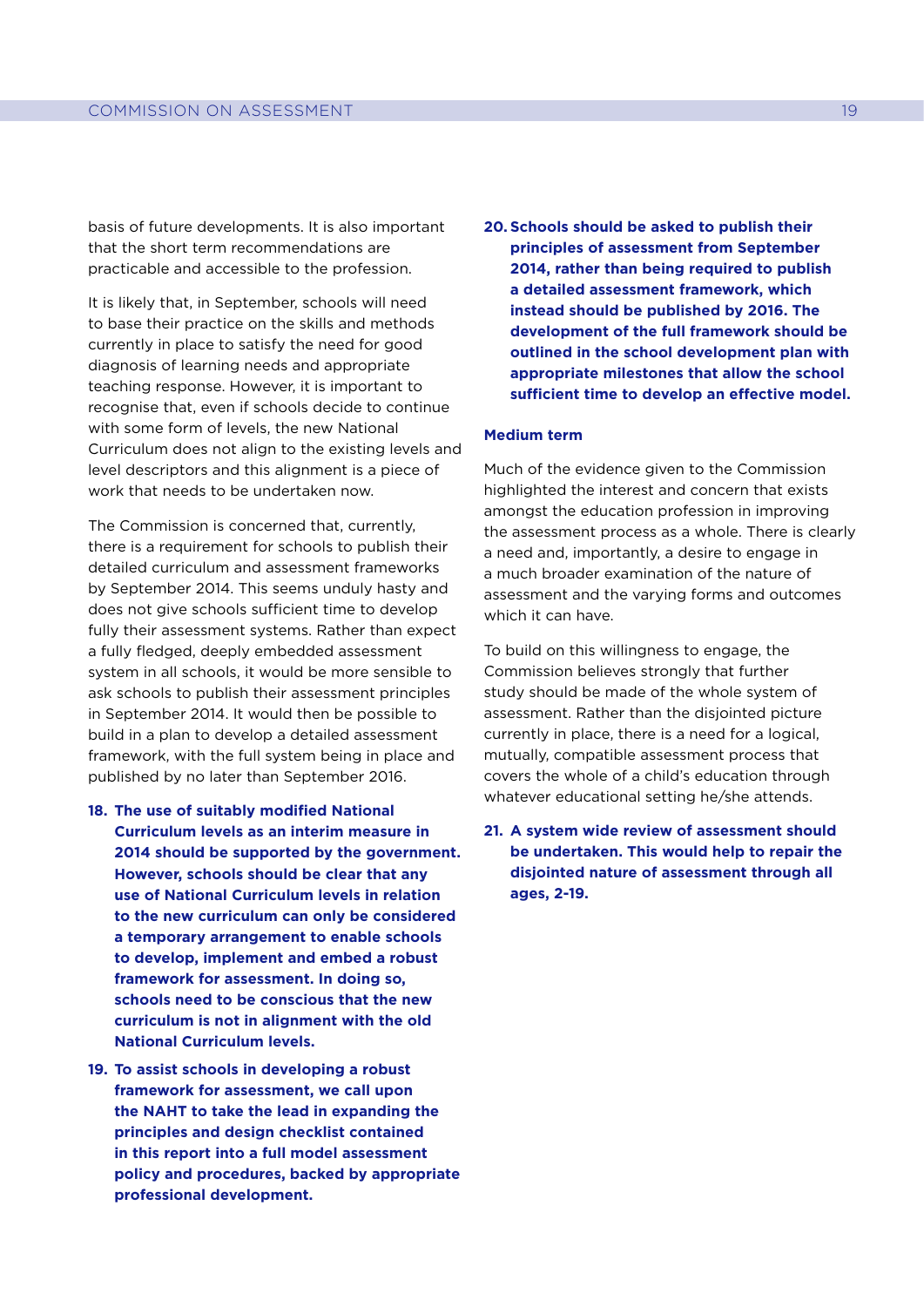basis of future developments. It is also important that the short term recommendations are practicable and accessible to the profession.

It is likely that, in September, schools will need to base their practice on the skills and methods currently in place to satisfy the need for good diagnosis of learning needs and appropriate teaching response. However, it is important to recognise that, even if schools decide to continue with some form of levels, the new National Curriculum does not align to the existing levels and level descriptors and this alignment is a piece of work that needs to be undertaken now.

The Commission is concerned that, currently, there is a requirement for schools to publish their detailed curriculum and assessment frameworks by September 2014. This seems unduly hasty and does not give schools sufficient time to develop fully their assessment systems. Rather than expect a fully fledged, deeply embedded assessment system in all schools, it would be more sensible to ask schools to publish their assessment principles in September 2014. It would then be possible to build in a plan to develop a detailed assessment framework, with the full system being in place and published by no later than September 2016.

18. **The use of suitably modified National Curriculum levels as an interim measure in 2014 should be supported by the government. However, schools should be clear that any use of National Curriculum levels in relation to the new curriculum can only be considered a temporary arrangement to enable schools to develop, implement and embed a robust framework for assessment. In doing so, schools need to be conscious that the new curriculum is not in alignment with the old National Curriculum levels.**

19. **To assist schools in developing a robust framework for assessment, we call upon the NAHT to take the lead in expanding the principles and design checklist contained in this report into a full model assessment policy and procedures, backed by appropriate professional development.**

20. **Schools should be asked to publish their principles of assessment from September 2014, rather than being required to publish a detailed assessment framework, which instead should be published by 2016. The development of the full framework should be outlined in the school development plan with appropriate milestones that allow the school sufficient time to develop an effective model.**

### Medium term

Much of the evidence given to the Commission highlighted the interest and concern that exists amongst the education profession in improving the assessment process as a whole. There is clearly a need and, importantly, a desire to engage in a much broader examination of the nature of assessment and the varying forms and outcomes which it can have.

To build on this willingness to engage, the Commission believes strongly that further study should be made of the whole system of assessment. Rather than the disjointed picture currently in place, there is a need for a logical, mutually, compatible assessment process that covers the whole of a child's education through whatever educational setting he/she attends.

21. **A system wide review of assessment should be undertaken. This would help to repair the disjointed nature of assessment through all ages, 2-19.**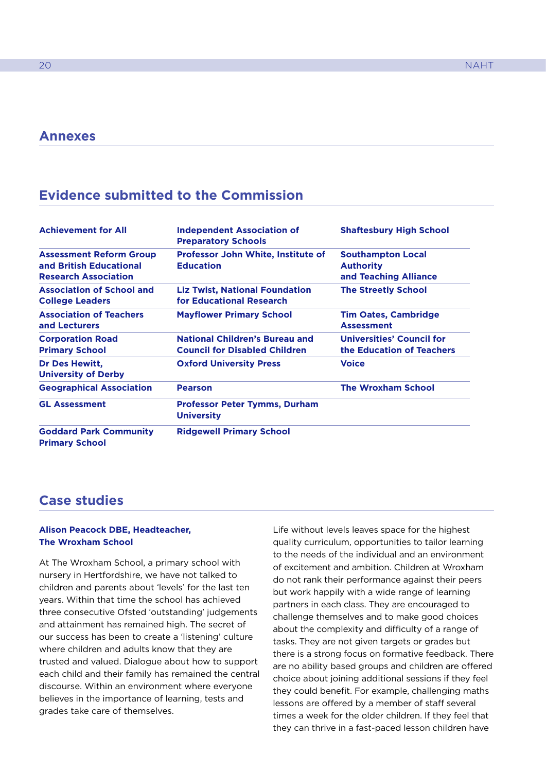## Annexes

## Evidence submitted to the Commission

| | | |
|---|---|---|
| **Achievement for All** | **Independent Association of Preparatory Schools** | **Shaftesbury High School** |
| **Assessment Reform Group and British Educational Research Association** | **Professor John White, Institute of Education** | **Southampton Local Authority and Teaching Alliance** |
| **Association of School and College Leaders** | **Liz Twist, National Foundation for Educational Research** | **The Streetly School** |
| **Association of Teachers and Lecturers** | **Mayflower Primary School** | **Tim Oates, Cambridge Assessment** |
| **Corporation Road Primary School** | **National Children's Bureau and Council for Disabled Children** | **Universities' Council for the Education of Teachers** |
| **Dr Des Hewitt, University of Derby** | **Oxford University Press** | **Voice** |
| **Geographical Association** | **Pearson** | **The Wroxham School** |
| **GL Assessment** | **Professor Peter Tymms, Durham University** | |
| **Goddard Park Community Primary School** | **Ridgewell Primary School** | |

## Case studies

**Alison Peacock DBE, Headteacher, The Wroxham School**

At The Wroxham School, a primary school with nursery in Hertfordshire, we have not talked to children and parents about 'levels' for the last ten years. Within that time the school has achieved three consecutive Ofsted 'outstanding' judgements and attainment has remained high. The secret of our success has been to create a 'listening' culture where children and adults know that they are trusted and valued. Dialogue about how to support each child and their family has remained the central discourse. Within an environment where everyone believes in the importance of learning, tests and grades take care of themselves.

Life without levels leaves space for the highest quality curriculum, opportunities to tailor learning to the needs of the individual and an environment of excitement and ambition. Children at Wroxham do not rank their performance against their peers but work happily with a wide range of learning partners in each class. They are encouraged to challenge themselves and to make good choices about the complexity and difficulty of a range of tasks. They are not given targets or grades but there is a strong focus on formative feedback. There are no ability based groups and children are offered choice about joining additional sessions if they feel they could benefit. For example, challenging maths lessons are offered by a member of staff several times a week for the older children. If they feel that they can thrive in a fast-paced lesson children have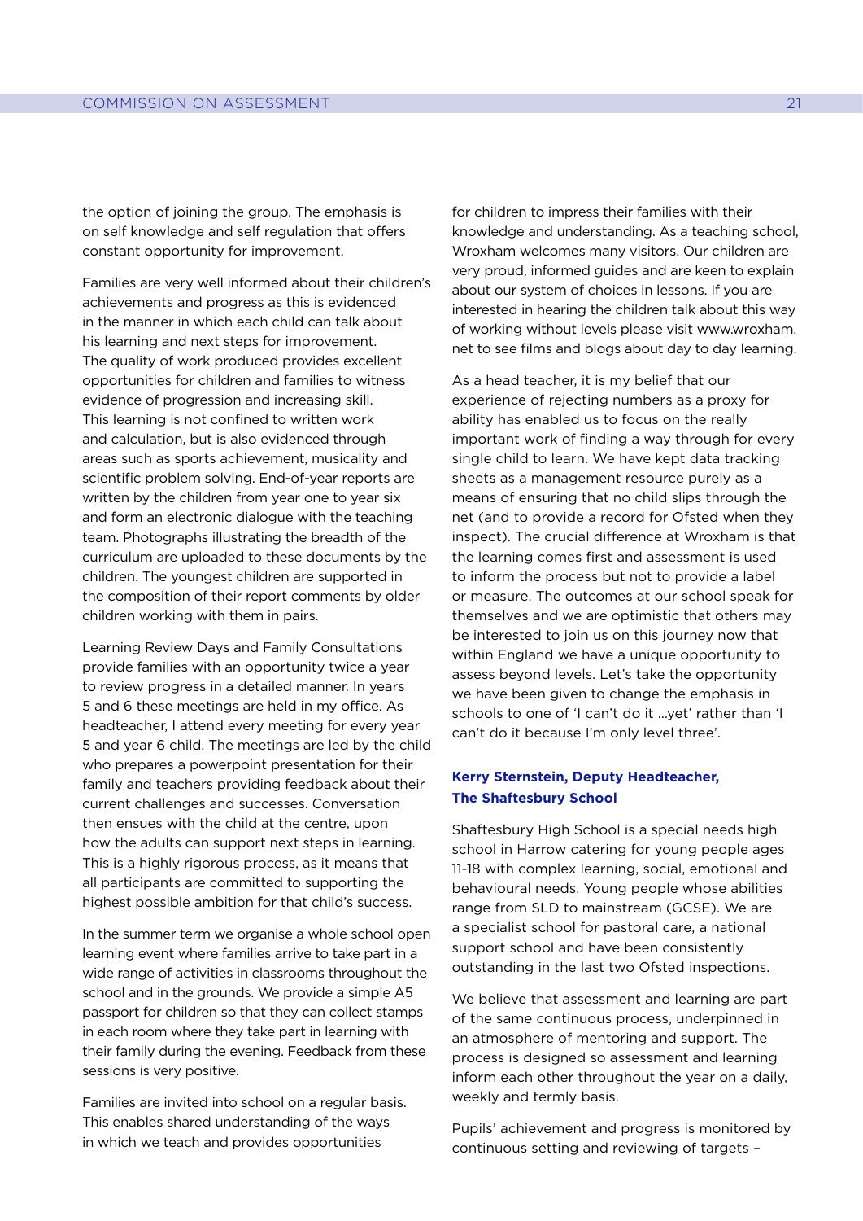the option of joining the group. The emphasis is on self knowledge and self regulation that offers constant opportunity for improvement.

Families are very well informed about their children's achievements and progress as this is evidenced in the manner in which each child can talk about his learning and next steps for improvement. The quality of work produced provides excellent opportunities for children and families to witness evidence of progression and increasing skill. This learning is not confined to written work and calculation, but is also evidenced through areas such as sports achievement, musicality and scientific problem solving. End-of-year reports are written by the children from year one to year six and form an electronic dialogue with the teaching team. Photographs illustrating the breadth of the curriculum are uploaded to these documents by the children. The youngest children are supported in the composition of their report comments by older children working with them in pairs.

Learning Review Days and Family Consultations provide families with an opportunity twice a year to review progress in a detailed manner. In years 5 and 6 these meetings are held in my office. As headteacher, I attend every meeting for every year 5 and year 6 child. The meetings are led by the child who prepares a powerpoint presentation for their family and teachers providing feedback about their current challenges and successes. Conversation then ensues with the child at the centre, upon how the adults can support next steps in learning. This is a highly rigorous process, as it means that all participants are committed to supporting the highest possible ambition for that child's success.

In the summer term we organise a whole school open learning event where families arrive to take part in a wide range of activities in classrooms throughout the school and in the grounds. We provide a simple A5 passport for children so that they can collect stamps in each room where they take part in learning with their family during the evening. Feedback from these sessions is very positive.

Families are invited into school on a regular basis. This enables shared understanding of the ways in which we teach and provides opportunities for children to impress their families with their knowledge and understanding. As a teaching school, Wroxham welcomes many visitors. Our children are very proud, informed guides and are keen to explain about our system of choices in lessons. If you are interested in hearing the children talk about this way of working without levels please visit www.wroxham.net to see films and blogs about day to day learning.

As a head teacher, it is my belief that our experience of rejecting numbers as a proxy for ability has enabled us to focus on the really important work of finding a way through for every single child to learn. We have kept data tracking sheets as a management resource purely as a means of ensuring that no child slips through the net (and to provide a record for Ofsted when they inspect). The crucial difference at Wroxham is that the learning comes first and assessment is used to inform the process but not to provide a label or measure. The outcomes at our school speak for themselves and we are optimistic that others may be interested to join us on this journey now that within England we have a unique opportunity to assess beyond levels. Let's take the opportunity we have been given to change the emphasis in schools to one of 'I can't do it ...yet' rather than 'I can't do it because I'm only level three'.

**Kerry Sternstein, Deputy Headteacher, The Shaftesbury School**

Shaftesbury High School is a special needs high school in Harrow catering for young people ages 11-18 with complex learning, social, emotional and behavioural needs. Young people whose abilities range from SLD to mainstream (GCSE). We are a specialist school for pastoral care, a national support school and have been consistently outstanding in the last two Ofsted inspections.

We believe that assessment and learning are part of the same continuous process, underpinned in an atmosphere of mentoring and support. The process is designed so assessment and learning inform each other throughout the year on a daily, weekly and termly basis.

Pupils' achievement and progress is monitored by continuous setting and reviewing of targets –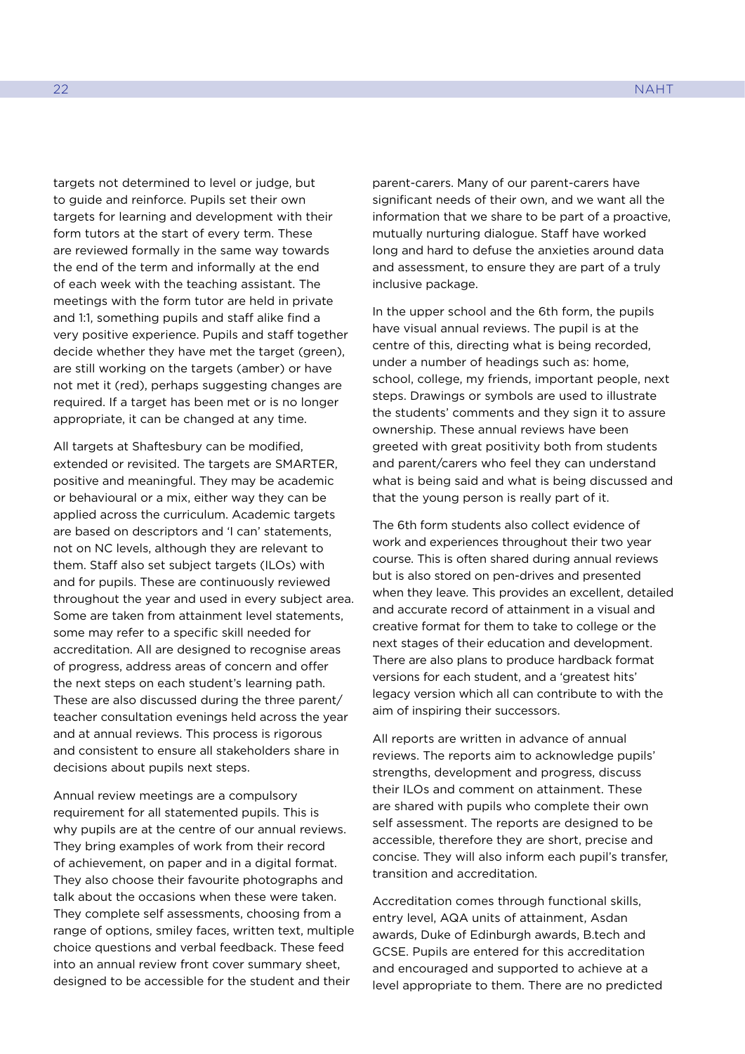targets not determined to level or judge, but to guide and reinforce. Pupils set their own targets for learning and development with their form tutors at the start of every term. These are reviewed formally in the same way towards the end of the term and informally at the end of each week with the teaching assistant. The meetings with the form tutor are held in private and 1:1, something pupils and staff alike find a very positive experience. Pupils and staff together decide whether they have met the target (green), are still working on the targets (amber) or have not met it (red), perhaps suggesting changes are required. If a target has been met or is no longer appropriate, it can be changed at any time.

All targets at Shaftesbury can be modified, extended or revisited. The targets are SMARTER, positive and meaningful. They may be academic or behavioural or a mix, either way they can be applied across the curriculum. Academic targets are based on descriptors and 'I can' statements, not on NC levels, although they are relevant to them. Staff also set subject targets (ILOs) with and for pupils. These are continuously reviewed throughout the year and used in every subject area. Some are taken from attainment level statements, some may refer to a specific skill needed for accreditation. All are designed to recognise areas of progress, address areas of concern and offer the next steps on each student's learning path. These are also discussed during the three parent/teacher consultation evenings held across the year and at annual reviews. This process is rigorous and consistent to ensure all stakeholders share in decisions about pupils next steps.

Annual review meetings are a compulsory requirement for all statemented pupils. This is why pupils are at the centre of our annual reviews. They bring examples of work from their record of achievement, on paper and in a digital format. They also choose their favourite photographs and talk about the occasions when these were taken. They complete self assessments, choosing from a range of options, smiley faces, written text, multiple choice questions and verbal feedback. These feed into an annual review front cover summary sheet, designed to be accessible for the student and their parent-carers. Many of our parent-carers have significant needs of their own, and we want all the information that we share to be part of a proactive, mutually nurturing dialogue. Staff have worked long and hard to defuse the anxieties around data and assessment, to ensure they are part of a truly inclusive package.

In the upper school and the 6th form, the pupils have visual annual reviews. The pupil is at the centre of this, directing what is being recorded, under a number of headings such as: home, school, college, my friends, important people, next steps. Drawings or symbols are used to illustrate the students' comments and they sign it to assure ownership. These annual reviews have been greeted with great positivity both from students and parent/carers who feel they can understand what is being said and what is being discussed and that the young person is really part of it.

The 6th form students also collect evidence of work and experiences throughout their two year course. This is often shared during annual reviews but is also stored on pen-drives and presented when they leave. This provides an excellent, detailed and accurate record of attainment in a visual and creative format for them to take to college or the next stages of their education and development. There are also plans to produce hardback format versions for each student, and a 'greatest hits' legacy version which all can contribute to with the aim of inspiring their successors.

All reports are written in advance of annual reviews. The reports aim to acknowledge pupils' strengths, development and progress, discuss their ILOs and comment on attainment. These are shared with pupils who complete their own self assessment. The reports are designed to be accessible, therefore they are short, precise and concise. They will also inform each pupil's transfer, transition and accreditation.

Accreditation comes through functional skills, entry level, AQA units of attainment, Asdan awards, Duke of Edinburgh awards, B.tech and GCSE. Pupils are entered for this accreditation and encouraged and supported to achieve at a level appropriate to them. There are no predicted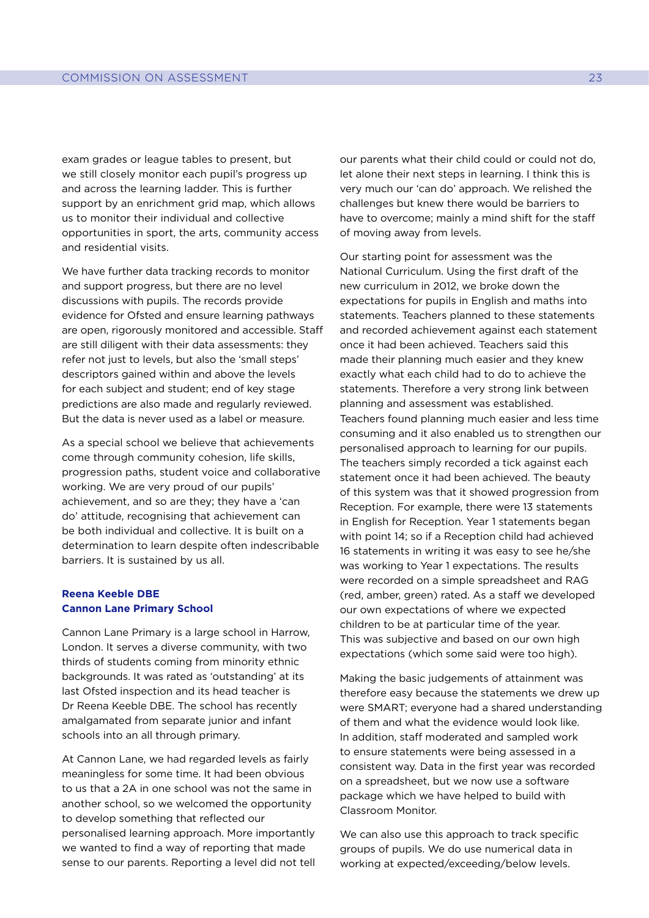exam grades or league tables to present, but we still closely monitor each pupil's progress up and across the learning ladder. This is further support by an enrichment grid map, which allows us to monitor their individual and collective opportunities in sport, the arts, community access and residential visits.

We have further data tracking records to monitor and support progress, but there are no level discussions with pupils. The records provide evidence for Ofsted and ensure learning pathways are open, rigorously monitored and accessible. Staff are still diligent with their data assessments: they refer not just to levels, but also the 'small steps' descriptors gained within and above the levels for each subject and student; end of key stage predictions are also made and regularly reviewed. But the data is never used as a label or measure.

As a special school we believe that achievements come through community cohesion, life skills, progression paths, student voice and collaborative working. We are very proud of our pupils' achievement, and so are they; they have a 'can do' attitude, recognising that achievement can be both individual and collective. It is built on a determination to learn despite often indescribable barriers. It is sustained by us all.

**Reena Keeble DBE**
**Cannon Lane Primary School**

Cannon Lane Primary is a large school in Harrow, London. It serves a diverse community, with two thirds of students coming from minority ethnic backgrounds. It was rated as 'outstanding' at its last Ofsted inspection and its head teacher is Dr Reena Keeble DBE. The school has recently amalgamated from separate junior and infant schools into an all through primary.

At Cannon Lane, we had regarded levels as fairly meaningless for some time. It had been obvious to us that a 2A in one school was not the same in another school, so we welcomed the opportunity to develop something that reflected our personalised learning approach. More importantly we wanted to find a way of reporting that made sense to our parents. Reporting a level did not tell our parents what their child could or could not do, let alone their next steps in learning. I think this is very much our 'can do' approach. We relished the challenges but knew there would be barriers to have to overcome; mainly a mind shift for the staff of moving away from levels.

Our starting point for assessment was the National Curriculum. Using the first draft of the new curriculum in 2012, we broke down the expectations for pupils in English and maths into statements. Teachers planned to these statements and recorded achievement against each statement once it had been achieved. Teachers said this made their planning much easier and they knew exactly what each child had to do to achieve the statements. Therefore a very strong link between planning and assessment was established. Teachers found planning much easier and less time consuming and it also enabled us to strengthen our personalised approach to learning for our pupils. The teachers simply recorded a tick against each statement once it had been achieved. The beauty of this system was that it showed progression from Reception. For example, there were 13 statements in English for Reception. Year 1 statements began with point 14; so if a Reception child had achieved 16 statements in writing it was easy to see he/she was working to Year 1 expectations. The results were recorded on a simple spreadsheet and RAG (red, amber, green) rated. As a staff we developed our own expectations of where we expected children to be at particular time of the year. This was subjective and based on our own high expectations (which some said were too high).

Making the basic judgements of attainment was therefore easy because the statements we drew up were SMART; everyone had a shared understanding of them and what the evidence would look like. In addition, staff moderated and sampled work to ensure statements were being assessed in a consistent way. Data in the first year was recorded on a spreadsheet, but we now use a software package which we have helped to build with Classroom Monitor.

We can also use this approach to track specific groups of pupils. We do use numerical data in working at expected/exceeding/below levels.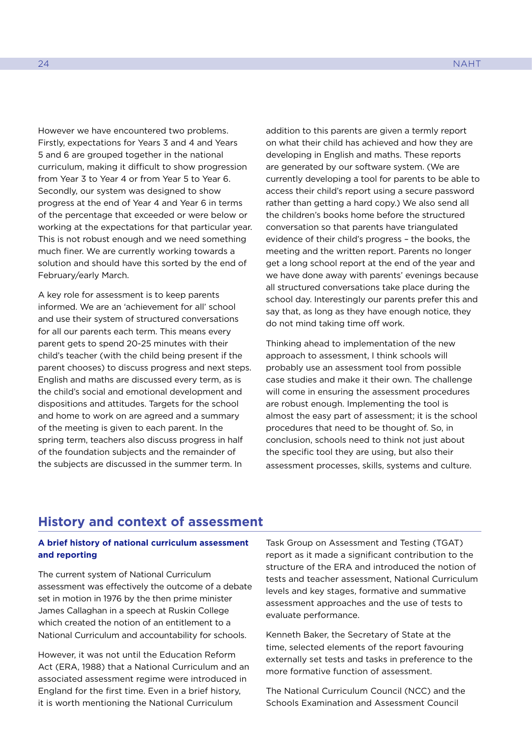However we have encountered two problems. Firstly, expectations for Years 3 and 4 and Years 5 and 6 are grouped together in the national curriculum, making it difficult to show progression from Year 3 to Year 4 or from Year 5 to Year 6. Secondly, our system was designed to show progress at the end of Year 4 and Year 6 in terms of the percentage that exceeded or were below or working at the expectations for that particular year. This is not robust enough and we need something much finer. We are currently working towards a solution and should have this sorted by the end of February/early March.

A key role for assessment is to keep parents informed. We are an 'achievement for all' school and use their system of structured conversations for all our parents each term. This means every parent gets to spend 20-25 minutes with their child's teacher (with the child being present if the parent chooses) to discuss progress and next steps. English and maths are discussed every term, as is the child's social and emotional development and dispositions and attitudes. Targets for the school and home to work on are agreed and a summary of the meeting is given to each parent. In the spring term, teachers also discuss progress in half of the foundation subjects and the remainder of the subjects are discussed in the summer term. In addition to this parents are given a termly report on what their child has achieved and how they are developing in English and maths. These reports are generated by our software system. (We are currently developing a tool for parents to be able to access their child's report using a secure password rather than getting a hard copy.) We also send all the children's books home before the structured conversation so that parents have triangulated evidence of their child's progress – the books, the meeting and the written report. Parents no longer get a long school report at the end of the year and we have done away with parents' evenings because all structured conversations take place during the school day. Interestingly our parents prefer this and say that, as long as they have enough notice, they do not mind taking time off work.

Thinking ahead to implementation of the new approach to assessment, I think schools will probably use an assessment tool from possible case studies and make it their own. The challenge will come in ensuring the assessment procedures are robust enough. Implementing the tool is almost the easy part of assessment; it is the school procedures that need to be thought of. So, in conclusion, schools need to think not just about the specific tool they are using, but also their assessment processes, skills, systems and culture.

## History and context of assessment

### A brief history of national curriculum assessment and reporting

The current system of National Curriculum assessment was effectively the outcome of a debate set in motion in 1976 by the then prime minister James Callaghan in a speech at Ruskin College which created the notion of an entitlement to a National Curriculum and accountability for schools.

However, it was not until the Education Reform Act (ERA, 1988) that a National Curriculum and an associated assessment regime were introduced in England for the first time. Even in a brief history, it is worth mentioning the National Curriculum Task Group on Assessment and Testing (TGAT) report as it made a significant contribution to the structure of the ERA and introduced the notion of tests and teacher assessment, National Curriculum levels and key stages, formative and summative assessment approaches and the use of tests to evaluate performance.

Kenneth Baker, the Secretary of State at the time, selected elements of the report favouring externally set tests and tasks in preference to the more formative function of assessment.

The National Curriculum Council (NCC) and the Schools Examination and Assessment Council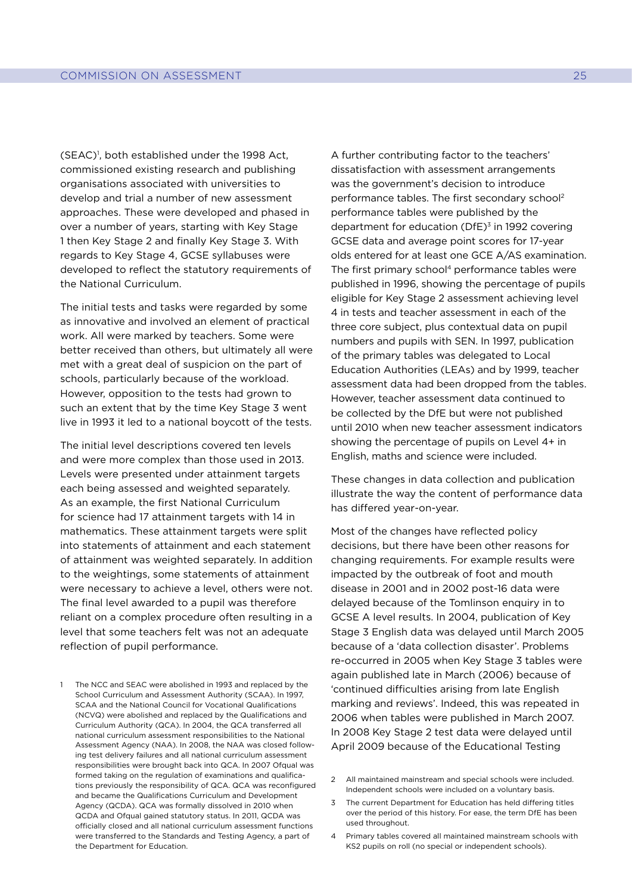(SEAC)[1], both established under the 1998 Act, commissioned existing research and publishing organisations associated with universities to develop and trial a number of new assessment approaches. These were developed and phased in over a number of years, starting with Key Stage 1 then Key Stage 2 and finally Key Stage 3. With regards to Key Stage 4, GCSE syllabuses were developed to reflect the statutory requirements of the National Curriculum.

The initial tests and tasks were regarded by some as innovative and involved an element of practical work. All were marked by teachers. Some were better received than others, but ultimately all were met with a great deal of suspicion on the part of schools, particularly because of the workload. However, opposition to the tests had grown to such an extent that by the time Key Stage 3 went live in 1993 it led to a national boycott of the tests.

The initial level descriptions covered ten levels and were more complex than those used in 2013. Levels were presented under attainment targets each being assessed and weighted separately. As an example, the first National Curriculum for science had 17 attainment targets with 14 in mathematics. These attainment targets were split into statements of attainment and each statement of attainment was weighted separately. In addition to the weightings, some statements of attainment were necessary to achieve a level, others were not. The final level awarded to a pupil was therefore reliant on a complex procedure often resulting in a level that some teachers felt was not an adequate reflection of pupil performance.

A further contributing factor to the teachers' dissatisfaction with assessment arrangements was the government's decision to introduce performance tables. The first secondary school[2] performance tables were published by the department for education (DfE)[3] in 1992 covering GCSE data and average point scores for 17-year olds entered for at least one GCE A/AS examination. The first primary school[4] performance tables were published in 1996, showing the percentage of pupils eligible for Key Stage 2 assessment achieving level 4 in tests and teacher assessment in each of the three core subject, plus contextual data on pupil numbers and pupils with SEN. In 1997, publication of the primary tables was delegated to Local Education Authorities (LEAs) and by 1999, teacher assessment data had been dropped from the tables. However, teacher assessment data continued to be collected by the DfE but were not published until 2010 when new teacher assessment indicators showing the percentage of pupils on Level 4+ in English, maths and science were included.

These changes in data collection and publication illustrate the way the content of performance data has differed year-on-year.

Most of the changes have reflected policy decisions, but there have been other reasons for changing requirements. For example results were impacted by the outbreak of foot and mouth disease in 2001 and in 2002 post-16 data were delayed because of the Tomlinson enquiry in to GCSE A level results. In 2004, publication of Key Stage 3 English data was delayed until March 2005 because of a 'data collection disaster'. Problems re-occurred in 2005 when Key Stage 3 tables were again published late in March (2006) because of 'continued difficulties arising from late English marking and reviews'. Indeed, this was repeated in 2006 when tables were published in March 2007. In 2008 Key Stage 2 test data were delayed until April 2009 because of the Educational Testing

1 The NCC and SEAC were abolished in 1993 and replaced by the School Curriculum and Assessment Authority (SCAA). In 1997, SCAA and the National Council for Vocational Qualifications (NCVQ) were abolished and replaced by the Qualifications and Curriculum Authority (QCA). In 2004, the QCA transferred all national curriculum assessment responsibilities to the National Assessment Agency (NAA). In 2008, the NAA was closed following test delivery failures and all national curriculum assessment responsibilities were brought back into QCA. In 2007 Ofqual was formed taking on the regulation of examinations and qualifications previously the responsibility of QCA. QCA was reconfigured and became the Qualifications Curriculum and Development Agency (QCDA). QCA was formally dissolved in 2010 when QCDA and Ofqual gained statutory status. In 2011, QCDA was officially closed and all national curriculum assessment functions were transferred to the Standards and Testing Agency, a part of the Department for Education.

2 All maintained mainstream and special schools were included. Independent schools were included on a voluntary basis.

3 The current Department for Education has held differing titles over the period of this history. For ease, the term DfE has been used throughout.

4 Primary tables covered all maintained mainstream schools with KS2 pupils on roll (no special or independent schools).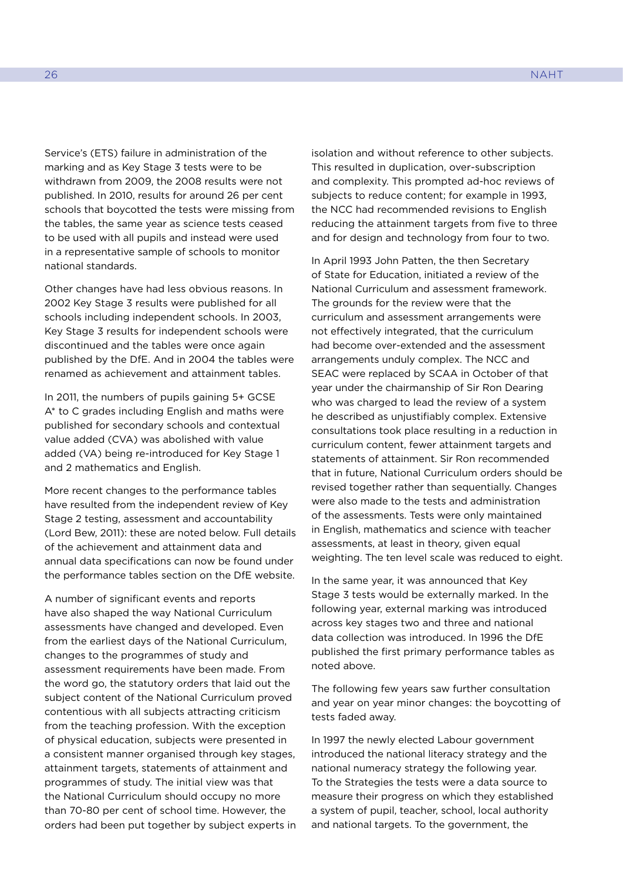Service's (ETS) failure in administration of the marking and as Key Stage 3 tests were to be withdrawn from 2009, the 2008 results were not published. In 2010, results for around 26 per cent schools that boycotted the tests were missing from the tables, the same year as science tests ceased to be used with all pupils and instead were used in a representative sample of schools to monitor national standards.

Other changes have had less obvious reasons. In 2002 Key Stage 3 results were published for all schools including independent schools. In 2003, Key Stage 3 results for independent schools were discontinued and the tables were once again published by the DfE. And in 2004 the tables were renamed as achievement and attainment tables.

In 2011, the numbers of pupils gaining 5+ GCSE A* to C grades including English and maths were published for secondary schools and contextual value added (CVA) was abolished with value added (VA) being re-introduced for Key Stage 1 and 2 mathematics and English.

More recent changes to the performance tables have resulted from the independent review of Key Stage 2 testing, assessment and accountability (Lord Bew, 2011): these are noted below. Full details of the achievement and attainment data and annual data specifications can now be found under the performance tables section on the DfE website.

A number of significant events and reports have also shaped the way National Curriculum assessments have changed and developed. Even from the earliest days of the National Curriculum, changes to the programmes of study and assessment requirements have been made. From the word go, the statutory orders that laid out the subject content of the National Curriculum proved contentious with all subjects attracting criticism from the teaching profession. With the exception of physical education, subjects were presented in a consistent manner organised through key stages, attainment targets, statements of attainment and programmes of study. The initial view was that the National Curriculum should occupy no more than 70-80 per cent of school time. However, the orders had been put together by subject experts in isolation and without reference to other subjects. This resulted in duplication, over-subscription and complexity. This prompted ad-hoc reviews of subjects to reduce content; for example in 1993, the NCC had recommended revisions to English reducing the attainment targets from five to three and for design and technology from four to two.

In April 1993 John Patten, the then Secretary of State for Education, initiated a review of the National Curriculum and assessment framework. The grounds for the review were that the curriculum and assessment arrangements were not effectively integrated, that the curriculum had become over-extended and the assessment arrangements unduly complex. The NCC and SEAC were replaced by SCAA in October of that year under the chairmanship of Sir Ron Dearing who was charged to lead the review of a system he described as unjustifiably complex. Extensive consultations took place resulting in a reduction in curriculum content, fewer attainment targets and statements of attainment. Sir Ron recommended that in future, National Curriculum orders should be revised together rather than sequentially. Changes were also made to the tests and administration of the assessments. Tests were only maintained in English, mathematics and science with teacher assessments, at least in theory, given equal weighting. The ten level scale was reduced to eight.

In the same year, it was announced that Key Stage 3 tests would be externally marked. In the following year, external marking was introduced across key stages two and three and national data collection was introduced. In 1996 the DfE published the first primary performance tables as noted above.

The following few years saw further consultation and year on year minor changes: the boycotting of tests faded away.

In 1997 the newly elected Labour government introduced the national literacy strategy and the national numeracy strategy the following year. To the Strategies the tests were a data source to measure their progress on which they established a system of pupil, teacher, school, local authority and national targets. To the government, the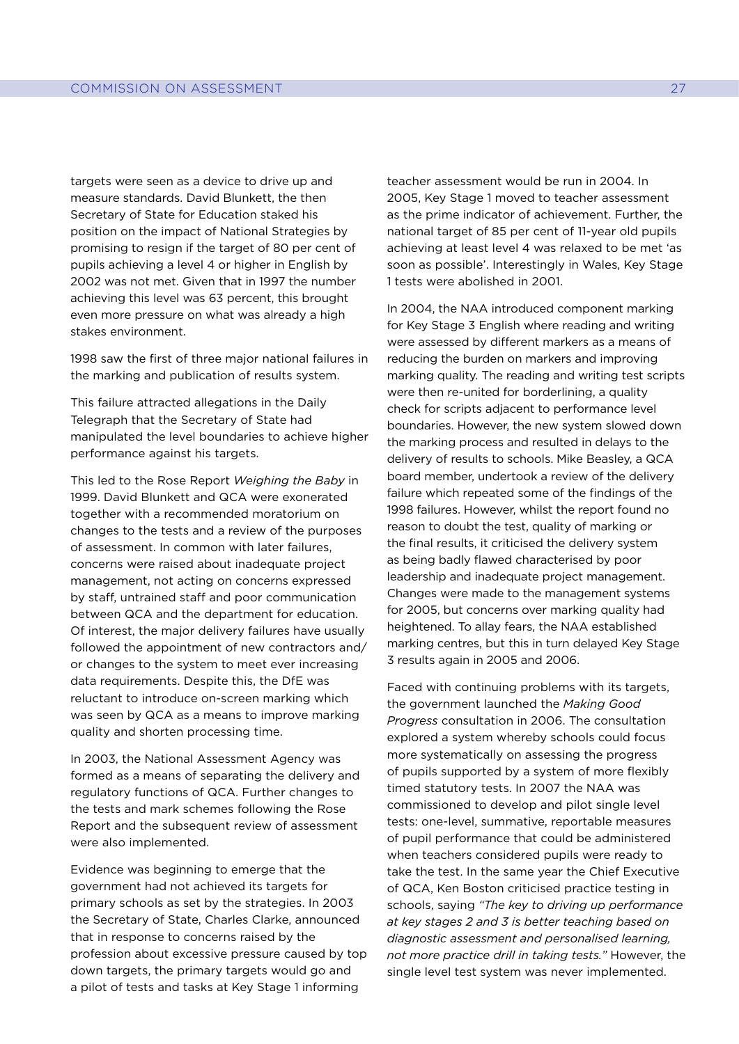targets were seen as a device to drive up and measure standards. David Blunkett, the then Secretary of State for Education staked his position on the impact of National Strategies by promising to resign if the target of 80 per cent of pupils achieving a level 4 or higher in English by 2002 was not met. Given that in 1997 the number achieving this level was 63 percent, this brought even more pressure on what was already a high stakes environment.

1998 saw the first of three major national failures in the marking and publication of results system.

This failure attracted allegations in the Daily Telegraph that the Secretary of State had manipulated the level boundaries to achieve higher performance against his targets.

This led to the Rose Report *Weighing the Baby* in 1999. David Blunkett and QCA were exonerated together with a recommended moratorium on changes to the tests and a review of the purposes of assessment. In common with later failures, concerns were raised about inadequate project management, not acting on concerns expressed by staff, untrained staff and poor communication between QCA and the department for education. Of interest, the major delivery failures have usually followed the appointment of new contractors and/or changes to the system to meet ever increasing data requirements. Despite this, the DfE was reluctant to introduce on-screen marking which was seen by QCA as a means to improve marking quality and shorten processing time.

In 2003, the National Assessment Agency was formed as a means of separating the delivery and regulatory functions of QCA. Further changes to the tests and mark schemes following the Rose Report and the subsequent review of assessment were also implemented.

Evidence was beginning to emerge that the government had not achieved its targets for primary schools as set by the strategies. In 2003 the Secretary of State, Charles Clarke, announced that in response to concerns raised by the profession about excessive pressure caused by top down targets, the primary targets would go and a pilot of tests and tasks at Key Stage 1 informing teacher assessment would be run in 2004. In 2005, Key Stage 1 moved to teacher assessment as the prime indicator of achievement. Further, the national target of 85 per cent of 11-year old pupils achieving at least level 4 was relaxed to be met 'as soon as possible'. Interestingly in Wales, Key Stage 1 tests were abolished in 2001.

In 2004, the NAA introduced component marking for Key Stage 3 English where reading and writing were assessed by different markers as a means of reducing the burden on markers and improving marking quality. The reading and writing test scripts were then re-united for borderlining, a quality check for scripts adjacent to performance level boundaries. However, the new system slowed down the marking process and resulted in delays to the delivery of results to schools. Mike Beasley, a QCA board member, undertook a review of the delivery failure which repeated some of the findings of the 1998 failures. However, whilst the report found no reason to doubt the test, quality of marking or the final results, it criticised the delivery system as being badly flawed characterised by poor leadership and inadequate project management. Changes were made to the management systems for 2005, but concerns over marking quality had heightened. To allay fears, the NAA established marking centres, but this in turn delayed Key Stage 3 results again in 2005 and 2006.

Faced with continuing problems with its targets, the government launched the *Making Good Progress* consultation in 2006. The consultation explored a system whereby schools could focus more systematically on assessing the progress of pupils supported by a system of more flexibly timed statutory tests. In 2007 the NAA was commissioned to develop and pilot single level tests: one-level, summative, reportable measures of pupil performance that could be administered when teachers considered pupils were ready to take the test. In the same year the Chief Executive of QCA, Ken Boston criticised practice testing in schools, saying *"The key to driving up performance at key stages 2 and 3 is better teaching based on diagnostic assessment and personalised learning, not more practice drill in taking tests."* However, the single level test system was never implemented.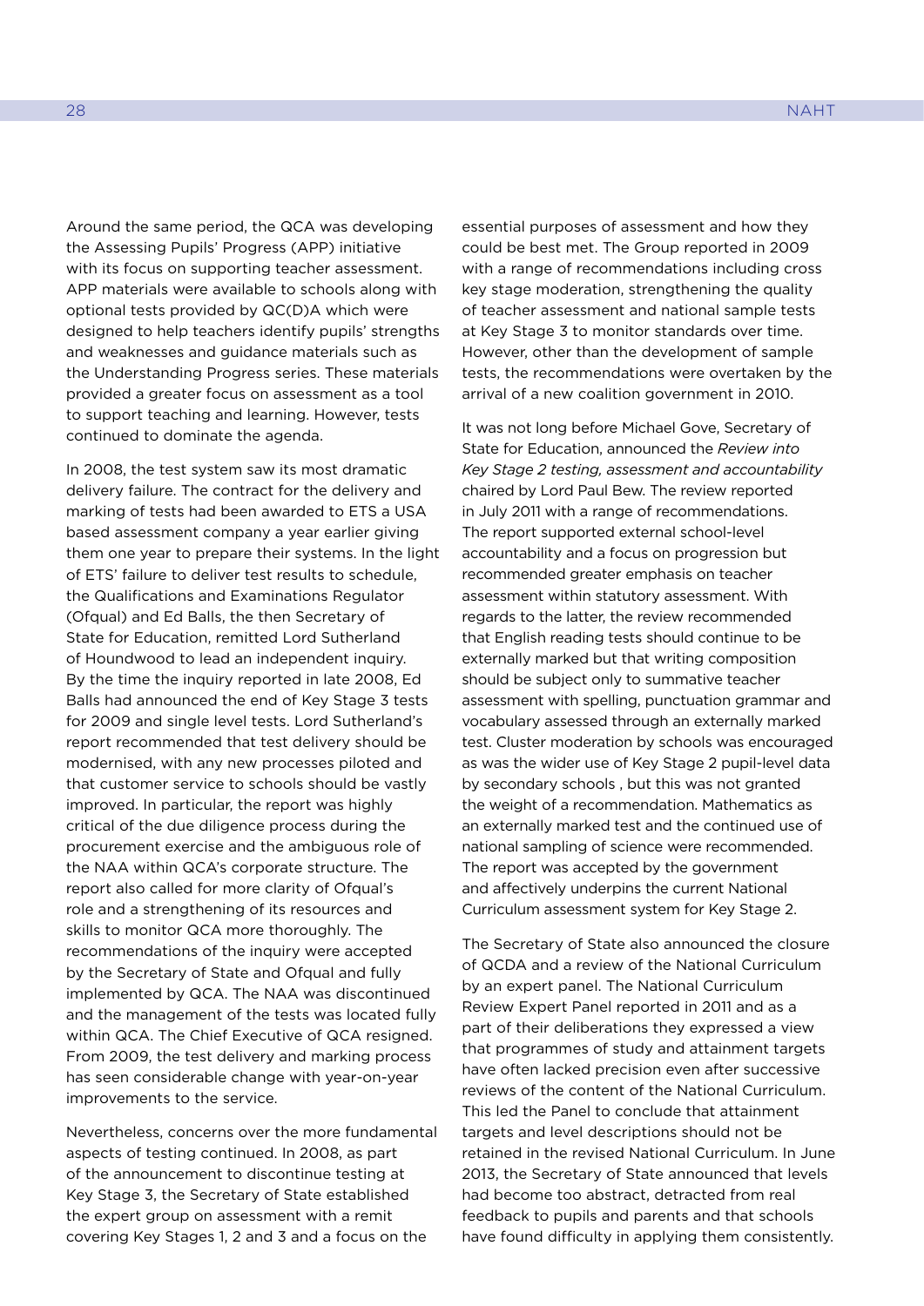Around the same period, the QCA was developing the Assessing Pupils' Progress (APP) initiative with its focus on supporting teacher assessment. APP materials were available to schools along with optional tests provided by QC(D)A which were designed to help teachers identify pupils' strengths and weaknesses and guidance materials such as the Understanding Progress series. These materials provided a greater focus on assessment as a tool to support teaching and learning. However, tests continued to dominate the agenda.

In 2008, the test system saw its most dramatic delivery failure. The contract for the delivery and marking of tests had been awarded to ETS a USA based assessment company a year earlier giving them one year to prepare their systems. In the light of ETS' failure to deliver test results to schedule, the Qualifications and Examinations Regulator (Ofqual) and Ed Balls, the then Secretary of State for Education, remitted Lord Sutherland of Houndwood to lead an independent inquiry. By the time the inquiry reported in late 2008, Ed Balls had announced the end of Key Stage 3 tests for 2009 and single level tests. Lord Sutherland's report recommended that test delivery should be modernised, with any new processes piloted and that customer service to schools should be vastly improved. In particular, the report was highly critical of the due diligence process during the procurement exercise and the ambiguous role of the NAA within QCA's corporate structure. The report also called for more clarity of Ofqual's role and a strengthening of its resources and skills to monitor QCA more thoroughly. The recommendations of the inquiry were accepted by the Secretary of State and Ofqual and fully implemented by QCA. The NAA was discontinued and the management of the tests was located fully within QCA. The Chief Executive of QCA resigned. From 2009, the test delivery and marking process has seen considerable change with year-on-year improvements to the service.

Nevertheless, concerns over the more fundamental aspects of testing continued. In 2008, as part of the announcement to discontinue testing at Key Stage 3, the Secretary of State established the expert group on assessment with a remit covering Key Stages 1, 2 and 3 and a focus on the essential purposes of assessment and how they could be best met. The Group reported in 2009 with a range of recommendations including cross key stage moderation, strengthening the quality of teacher assessment and national sample tests at Key Stage 3 to monitor standards over time. However, other than the development of sample tests, the recommendations were overtaken by the arrival of a new coalition government in 2010.

It was not long before Michael Gove, Secretary of State for Education, announced the *Review into Key Stage 2 testing, assessment and accountability* chaired by Lord Paul Bew. The review reported in July 2011 with a range of recommendations. The report supported external school-level accountability and a focus on progression but recommended greater emphasis on teacher assessment within statutory assessment. With regards to the latter, the review recommended that English reading tests should continue to be externally marked but that writing composition should be subject only to summative teacher assessment with spelling, punctuation grammar and vocabulary assessed through an externally marked test. Cluster moderation by schools was encouraged as was the wider use of Key Stage 2 pupil-level data by secondary schools , but this was not granted the weight of a recommendation. Mathematics as an externally marked test and the continued use of national sampling of science were recommended. The report was accepted by the government and affectively underpins the current National Curriculum assessment system for Key Stage 2.

The Secretary of State also announced the closure of QCDA and a review of the National Curriculum by an expert panel. The National Curriculum Review Expert Panel reported in 2011 and as a part of their deliberations they expressed a view that programmes of study and attainment targets have often lacked precision even after successive reviews of the content of the National Curriculum. This led the Panel to conclude that attainment targets and level descriptions should not be retained in the revised National Curriculum. In June 2013, the Secretary of State announced that levels had become too abstract, detracted from real feedback to pupils and parents and that schools have found difficulty in applying them consistently.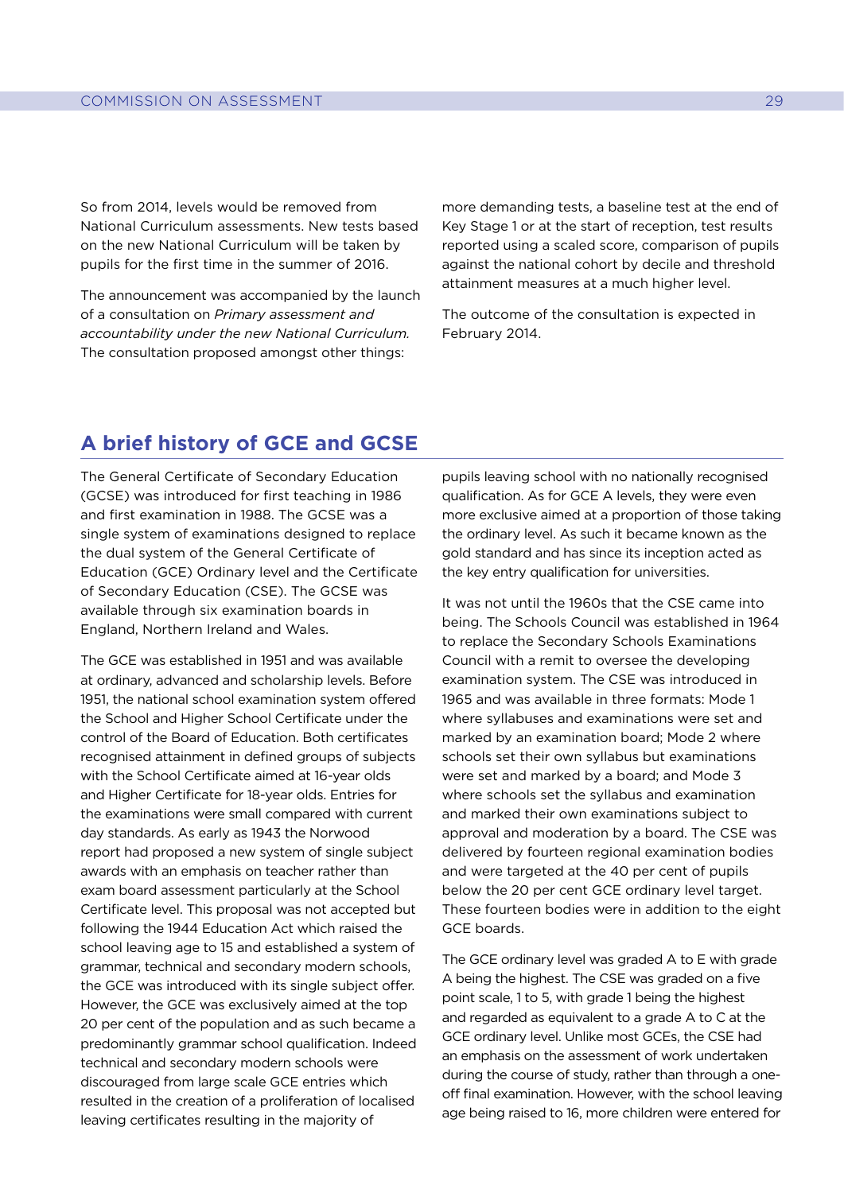So from 2014, levels would be removed from National Curriculum assessments. New tests based on the new National Curriculum will be taken by pupils for the first time in the summer of 2016.

The announcement was accompanied by the launch of a consultation on *Primary assessment and accountability under the new National Curriculum.* The consultation proposed amongst other things: more demanding tests, a baseline test at the end of Key Stage 1 or at the start of reception, test results reported using a scaled score, comparison of pupils against the national cohort by decile and threshold attainment measures at a much higher level.

The outcome of the consultation is expected in February 2014.

## A brief history of GCE and GCSE

The General Certificate of Secondary Education (GCSE) was introduced for first teaching in 1986 and first examination in 1988. The GCSE was a single system of examinations designed to replace the dual system of the General Certificate of Education (GCE) Ordinary level and the Certificate of Secondary Education (CSE). The GCSE was available through six examination boards in England, Northern Ireland and Wales.

The GCE was established in 1951 and was available at ordinary, advanced and scholarship levels. Before 1951, the national school examination system offered the School and Higher School Certificate under the control of the Board of Education. Both certificates recognised attainment in defined groups of subjects with the School Certificate aimed at 16-year olds and Higher Certificate for 18-year olds. Entries for the examinations were small compared with current day standards. As early as 1943 the Norwood report had proposed a new system of single subject awards with an emphasis on teacher rather than exam board assessment particularly at the School Certificate level. This proposal was not accepted but following the 1944 Education Act which raised the school leaving age to 15 and established a system of grammar, technical and secondary modern schools, the GCE was introduced with its single subject offer. However, the GCE was exclusively aimed at the top 20 per cent of the population and as such became a predominantly grammar school qualification. Indeed technical and secondary modern schools were discouraged from large scale GCE entries which resulted in the creation of a proliferation of localised leaving certificates resulting in the majority of pupils leaving school with no nationally recognised qualification. As for GCE A levels, they were even more exclusive aimed at a proportion of those taking the ordinary level. As such it became known as the gold standard and has since its inception acted as the key entry qualification for universities.

It was not until the 1960s that the CSE came into being. The Schools Council was established in 1964 to replace the Secondary Schools Examinations Council with a remit to oversee the developing examination system. The CSE was introduced in 1965 and was available in three formats: Mode 1 where syllabuses and examinations were set and marked by an examination board; Mode 2 where schools set their own syllabus but examinations were set and marked by a board; and Mode 3 where schools set the syllabus and examination and marked their own examinations subject to approval and moderation by a board. The CSE was delivered by fourteen regional examination bodies and were targeted at the 40 per cent of pupils below the 20 per cent GCE ordinary level target. These fourteen bodies were in addition to the eight GCE boards.

The GCE ordinary level was graded A to E with grade A being the highest. The CSE was graded on a five point scale, 1 to 5, with grade 1 being the highest and regarded as equivalent to a grade A to C at the GCE ordinary level. Unlike most GCEs, the CSE had an emphasis on the assessment of work undertaken during the course of study, rather than through a one-off final examination. However, with the school leaving age being raised to 16, more children were entered for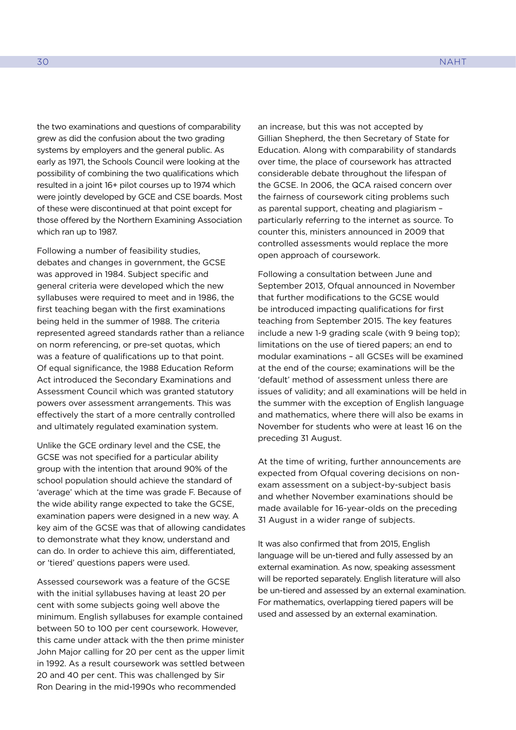the two examinations and questions of comparability grew as did the confusion about the two grading systems by employers and the general public. As early as 1971, the Schools Council were looking at the possibility of combining the two qualifications which resulted in a joint 16+ pilot courses up to 1974 which were jointly developed by GCE and CSE boards. Most of these were discontinued at that point except for those offered by the Northern Examining Association which ran up to 1987.

Following a number of feasibility studies, debates and changes in government, the GCSE was approved in 1984. Subject specific and general criteria were developed which the new syllabuses were required to meet and in 1986, the first teaching began with the first examinations being held in the summer of 1988. The criteria represented agreed standards rather than a reliance on norm referencing, or pre-set quotas, which was a feature of qualifications up to that point. Of equal significance, the 1988 Education Reform Act introduced the Secondary Examinations and Assessment Council which was granted statutory powers over assessment arrangements. This was effectively the start of a more centrally controlled and ultimately regulated examination system.

Unlike the GCE ordinary level and the CSE, the GCSE was not specified for a particular ability group with the intention that around 90% of the school population should achieve the standard of 'average' which at the time was grade F. Because of the wide ability range expected to take the GCSE, examination papers were designed in a new way. A key aim of the GCSE was that of allowing candidates to demonstrate what they know, understand and can do. In order to achieve this aim, differentiated, or 'tiered' questions papers were used.

Assessed coursework was a feature of the GCSE with the initial syllabuses having at least 20 per cent with some subjects going well above the minimum. English syllabuses for example contained between 50 to 100 per cent coursework. However, this came under attack with the then prime minister John Major calling for 20 per cent as the upper limit in 1992. As a result coursework was settled between 20 and 40 per cent. This was challenged by Sir Ron Dearing in the mid-1990s who recommended an increase, but this was not accepted by Gillian Shepherd, the then Secretary of State for Education. Along with comparability of standards over time, the place of coursework has attracted considerable debate throughout the lifespan of the GCSE. In 2006, the QCA raised concern over the fairness of coursework citing problems such as parental support, cheating and plagiarism – particularly referring to the internet as source. To counter this, ministers announced in 2009 that controlled assessments would replace the more open approach of coursework.

Following a consultation between June and September 2013, Ofqual announced in November that further modifications to the GCSE would be introduced impacting qualifications for first teaching from September 2015. The key features include a new 1-9 grading scale (with 9 being top); limitations on the use of tiered papers; an end to modular examinations – all GCSEs will be examined at the end of the course; examinations will be the 'default' method of assessment unless there are issues of validity; and all examinations will be held in the summer with the exception of English language and mathematics, where there will also be exams in November for students who were at least 16 on the preceding 31 August.

At the time of writing, further announcements are expected from Ofqual covering decisions on non-exam assessment on a subject-by-subject basis and whether November examinations should be made available for 16-year-olds on the preceding 31 August in a wider range of subjects.

It was also confirmed that from 2015, English language will be un-tiered and fully assessed by an external examination. As now, speaking assessment will be reported separately. English literature will also be un-tiered and assessed by an external examination. For mathematics, overlapping tiered papers will be used and assessed by an external examination.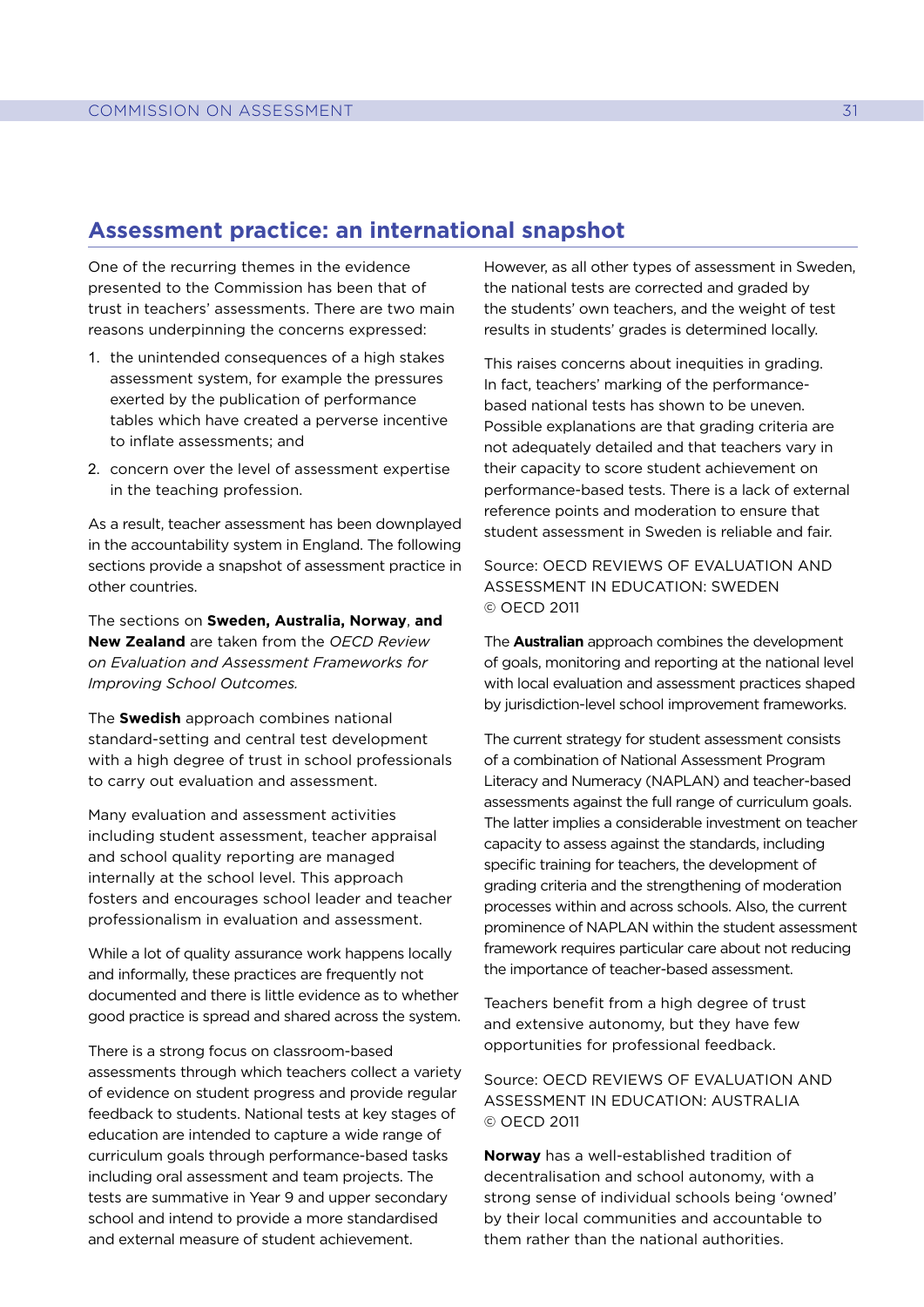## Assessment practice: an international snapshot

One of the recurring themes in the evidence presented to the Commission has been that of trust in teachers' assessments. There are two main reasons underpinning the concerns expressed:

1. the unintended consequences of a high stakes assessment system, for example the pressures exerted by the publication of performance tables which have created a perverse incentive to inflate assessments; and
2. concern over the level of assessment expertise in the teaching profession.

As a result, teacher assessment has been downplayed in the accountability system in England. The following sections provide a snapshot of assessment practice in other countries.

The sections on **Sweden, Australia, Norway**, **and New Zealand** are taken from the *OECD Review on Evaluation and Assessment Frameworks for Improving School Outcomes.*

The **Swedish** approach combines national standard-setting and central test development with a high degree of trust in school professionals to carry out evaluation and assessment.

Many evaluation and assessment activities including student assessment, teacher appraisal and school quality reporting are managed internally at the school level. This approach fosters and encourages school leader and teacher professionalism in evaluation and assessment.

While a lot of quality assurance work happens locally and informally, these practices are frequently not documented and there is little evidence as to whether good practice is spread and shared across the system.

There is a strong focus on classroom-based assessments through which teachers collect a variety of evidence on student progress and provide regular feedback to students. National tests at key stages of education are intended to capture a wide range of curriculum goals through performance-based tasks including oral assessment and team projects. The tests are summative in Year 9 and upper secondary school and intend to provide a more standardised and external measure of student achievement.

However, as all other types of assessment in Sweden, the national tests are corrected and graded by the students' own teachers, and the weight of test results in students' grades is determined locally.

This raises concerns about inequities in grading. In fact, teachers' marking of the performance-based national tests has shown to be uneven. Possible explanations are that grading criteria are not adequately detailed and that teachers vary in their capacity to score student achievement on performance-based tests. There is a lack of external reference points and moderation to ensure that student assessment in Sweden is reliable and fair.

Source: OECD REVIEWS OF EVALUATION AND ASSESSMENT IN EDUCATION: SWEDEN © OECD 2011

The **Australian** approach combines the development of goals, monitoring and reporting at the national level with local evaluation and assessment practices shaped by jurisdiction-level school improvement frameworks.

The current strategy for student assessment consists of a combination of National Assessment Program Literacy and Numeracy (NAPLAN) and teacher-based assessments against the full range of curriculum goals. The latter implies a considerable investment on teacher capacity to assess against the standards, including specific training for teachers, the development of grading criteria and the strengthening of moderation processes within and across schools. Also, the current prominence of NAPLAN within the student assessment framework requires particular care about not reducing the importance of teacher-based assessment.

Teachers benefit from a high degree of trust and extensive autonomy, but they have few opportunities for professional feedback.

Source: OECD REVIEWS OF EVALUATION AND ASSESSMENT IN EDUCATION: AUSTRALIA © OECD 2011

**Norway** has a well-established tradition of decentralisation and school autonomy, with a strong sense of individual schools being 'owned' by their local communities and accountable to them rather than the national authorities.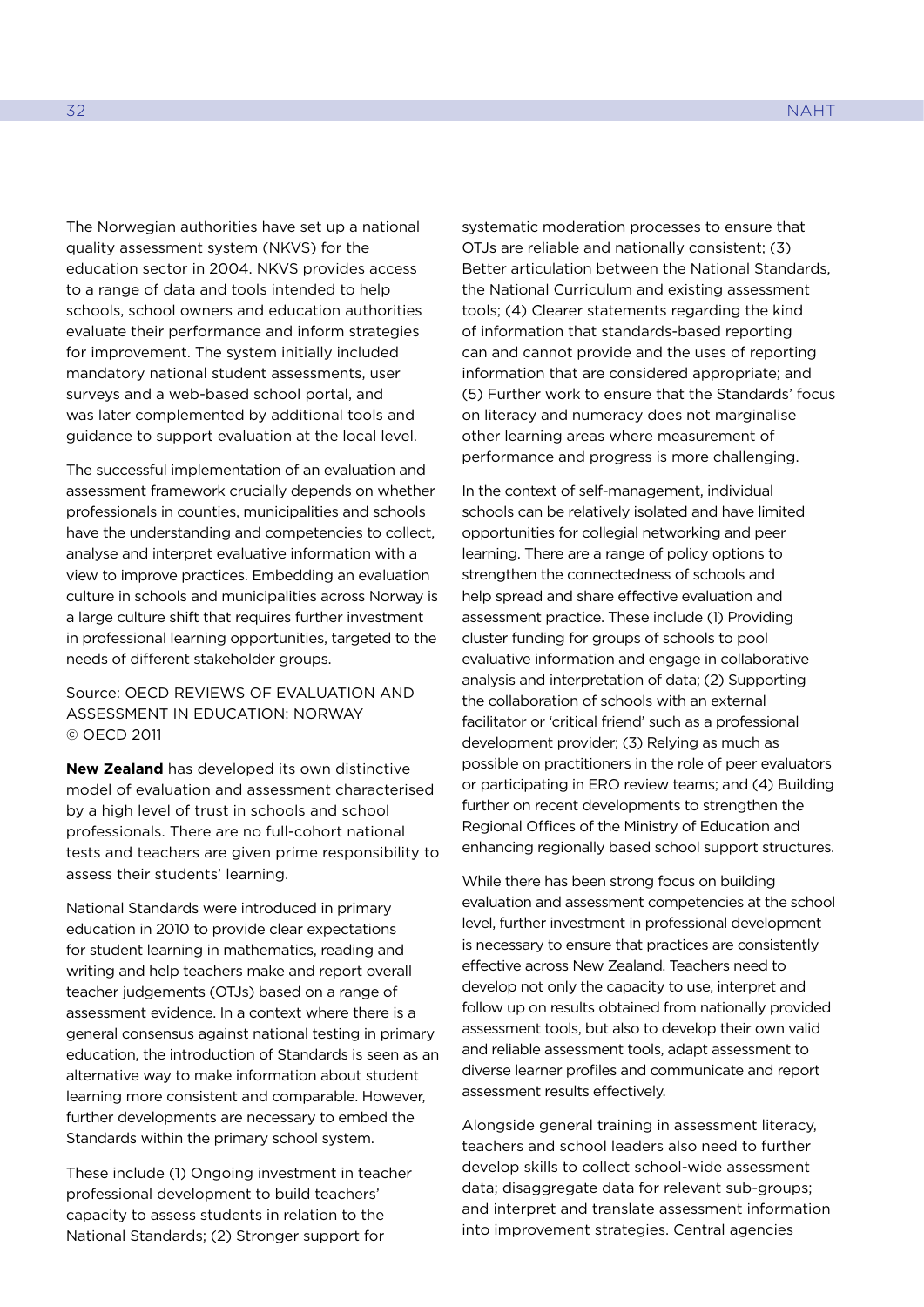The Norwegian authorities have set up a national quality assessment system (NKVS) for the education sector in 2004. NKVS provides access to a range of data and tools intended to help schools, school owners and education authorities evaluate their performance and inform strategies for improvement. The system initially included mandatory national student assessments, user surveys and a web-based school portal, and was later complemented by additional tools and guidance to support evaluation at the local level.

The successful implementation of an evaluation and assessment framework crucially depends on whether professionals in counties, municipalities and schools have the understanding and competencies to collect, analyse and interpret evaluative information with a view to improve practices. Embedding an evaluation culture in schools and municipalities across Norway is a large culture shift that requires further investment in professional learning opportunities, targeted to the needs of different stakeholder groups.

Source: OECD REVIEWS OF EVALUATION AND ASSESSMENT IN EDUCATION: NORWAY © OECD 2011

**New Zealand** has developed its own distinctive model of evaluation and assessment characterised by a high level of trust in schools and school professionals. There are no full-cohort national tests and teachers are given prime responsibility to assess their students' learning.

National Standards were introduced in primary education in 2010 to provide clear expectations for student learning in mathematics, reading and writing and help teachers make and report overall teacher judgements (OTJs) based on a range of assessment evidence. In a context where there is a general consensus against national testing in primary education, the introduction of Standards is seen as an alternative way to make information about student learning more consistent and comparable. However, further developments are necessary to embed the Standards within the primary school system.

These include (1) Ongoing investment in teacher professional development to build teachers' capacity to assess students in relation to the National Standards; (2) Stronger support for systematic moderation processes to ensure that OTJs are reliable and nationally consistent; (3) Better articulation between the National Standards, the National Curriculum and existing assessment tools; (4) Clearer statements regarding the kind of information that standards-based reporting can and cannot provide and the uses of reporting information that are considered appropriate; and (5) Further work to ensure that the Standards' focus on literacy and numeracy does not marginalise other learning areas where measurement of performance and progress is more challenging.

In the context of self-management, individual schools can be relatively isolated and have limited opportunities for collegial networking and peer learning. There are a range of policy options to strengthen the connectedness of schools and help spread and share effective evaluation and assessment practice. These include (1) Providing cluster funding for groups of schools to pool evaluative information and engage in collaborative analysis and interpretation of data; (2) Supporting the collaboration of schools with an external facilitator or 'critical friend' such as a professional development provider; (3) Relying as much as possible on practitioners in the role of peer evaluators or participating in ERO review teams; and (4) Building further on recent developments to strengthen the Regional Offices of the Ministry of Education and enhancing regionally based school support structures.

While there has been strong focus on building evaluation and assessment competencies at the school level, further investment in professional development is necessary to ensure that practices are consistently effective across New Zealand. Teachers need to develop not only the capacity to use, interpret and follow up on results obtained from nationally provided assessment tools, but also to develop their own valid and reliable assessment tools, adapt assessment to diverse learner profiles and communicate and report assessment results effectively.

Alongside general training in assessment literacy, teachers and school leaders also need to further develop skills to collect school-wide assessment data; disaggregate data for relevant sub-groups; and interpret and translate assessment information into improvement strategies. Central agencies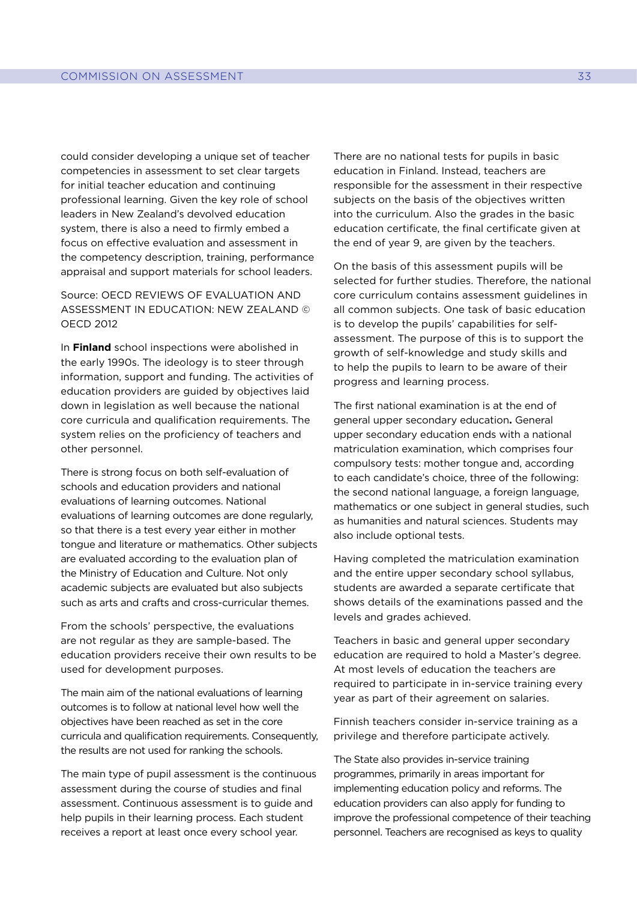could consider developing a unique set of teacher competencies in assessment to set clear targets for initial teacher education and continuing professional learning. Given the key role of school leaders in New Zealand's devolved education system, there is also a need to firmly embed a focus on effective evaluation and assessment in the competency description, training, performance appraisal and support materials for school leaders.

Source: OECD REVIEWS OF EVALUATION AND ASSESSMENT IN EDUCATION: NEW ZEALAND © OECD 2012

In **Finland** school inspections were abolished in the early 1990s. The ideology is to steer through information, support and funding. The activities of education providers are guided by objectives laid down in legislation as well because the national core curricula and qualification requirements. The system relies on the proficiency of teachers and other personnel.

There is strong focus on both self-evaluation of schools and education providers and national evaluations of learning outcomes. National evaluations of learning outcomes are done regularly, so that there is a test every year either in mother tongue and literature or mathematics. Other subjects are evaluated according to the evaluation plan of the Ministry of Education and Culture. Not only academic subjects are evaluated but also subjects such as arts and crafts and cross-curricular themes.

From the schools' perspective, the evaluations are not regular as they are sample-based. The education providers receive their own results to be used for development purposes.

The main aim of the national evaluations of learning outcomes is to follow at national level how well the objectives have been reached as set in the core curricula and qualification requirements. Consequently, the results are not used for ranking the schools.

The main type of pupil assessment is the continuous assessment during the course of studies and final assessment. Continuous assessment is to guide and help pupils in their learning process. Each student receives a report at least once every school year.

There are no national tests for pupils in basic education in Finland. Instead, teachers are responsible for the assessment in their respective subjects on the basis of the objectives written into the curriculum. Also the grades in the basic education certificate, the final certificate given at the end of year 9, are given by the teachers.

On the basis of this assessment pupils will be selected for further studies. Therefore, the national core curriculum contains assessment guidelines in all common subjects. One task of basic education is to develop the pupils' capabilities for self-assessment. The purpose of this is to support the growth of self-knowledge and study skills and to help the pupils to learn to be aware of their progress and learning process.

The first national examination is at the end of general upper secondary education**.** General upper secondary education ends with a national matriculation examination, which comprises four compulsory tests: mother tongue and, according to each candidate's choice, three of the following: the second national language, a foreign language, mathematics or one subject in general studies, such as humanities and natural sciences. Students may also include optional tests.

Having completed the matriculation examination and the entire upper secondary school syllabus, students are awarded a separate certificate that shows details of the examinations passed and the levels and grades achieved.

Teachers in basic and general upper secondary education are required to hold a Master's degree. At most levels of education the teachers are required to participate in in-service training every year as part of their agreement on salaries.

Finnish teachers consider in-service training as a privilege and therefore participate actively.

The State also provides in-service training programmes, primarily in areas important for implementing education policy and reforms. The education providers can also apply for funding to improve the professional competence of their teaching personnel. Teachers are recognised as keys to quality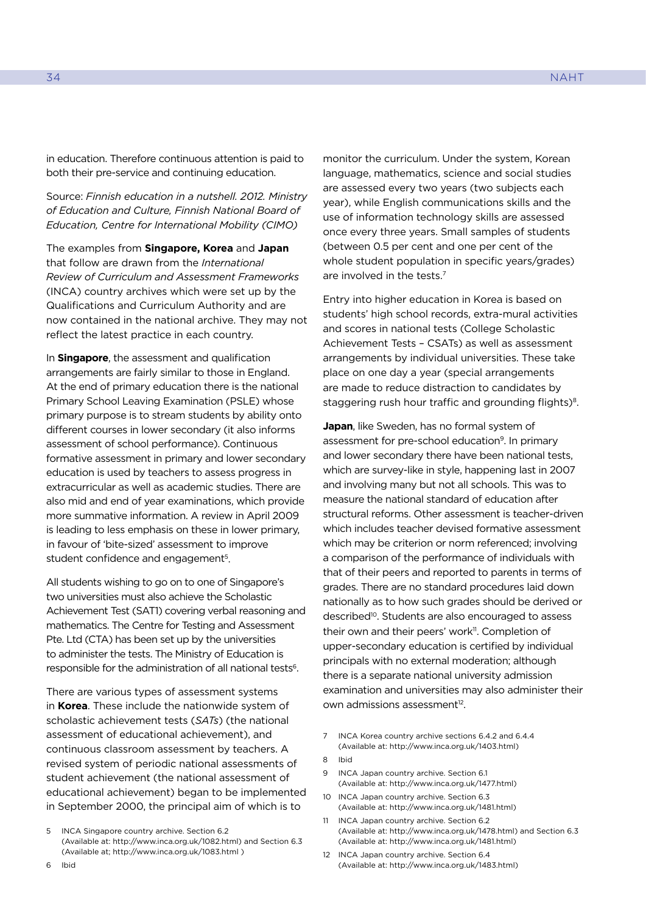in education. Therefore continuous attention is paid to both their pre-service and continuing education.

Source: *Finnish education in a nutshell. 2012. Ministry of Education and Culture, Finnish National Board of Education, Centre for International Mobility (CIMO)*

The examples from **Singapore, Korea** and **Japan** that follow are drawn from the *International Review of Curriculum and Assessment Frameworks* (INCA) country archives which were set up by the Qualifications and Curriculum Authority and are now contained in the national archive. They may not reflect the latest practice in each country.

In **Singapore**, the assessment and qualification arrangements are fairly similar to those in England. At the end of primary education there is the national Primary School Leaving Examination (PSLE) whose primary purpose is to stream students by ability onto different courses in lower secondary (it also informs assessment of school performance). Continuous formative assessment in primary and lower secondary education is used by teachers to assess progress in extracurricular as well as academic studies. There are also mid and end of year examinations, which provide more summative information. A review in April 2009 is leading to less emphasis on these in lower primary, in favour of 'bite-sized' assessment to improve student confidence and engagement[5].

All students wishing to go on to one of Singapore's two universities must also achieve the Scholastic Achievement Test (SAT1) covering verbal reasoning and mathematics. The Centre for Testing and Assessment Pte. Ltd (CTA) has been set up by the universities to administer the tests. The Ministry of Education is responsible for the administration of all national tests[6].

There are various types of assessment systems in **Korea**. These include the nationwide system of scholastic achievement tests (*SATs*) (the national assessment of educational achievement), and continuous classroom assessment by teachers. A revised system of periodic national assessments of student achievement (the national assessment of educational achievement) began to be implemented in September 2000, the principal aim of which is to monitor the curriculum. Under the system, Korean language, mathematics, science and social studies are assessed every two years (two subjects each year), while English communications skills and the use of information technology skills are assessed once every three years. Small samples of students (between 0.5 per cent and one per cent of the whole student population in specific years/grades) are involved in the tests.[7]

Entry into higher education in Korea is based on students' high school records, extra-mural activities and scores in national tests (College Scholastic Achievement Tests – CSATs) as well as assessment arrangements by individual universities. These take place on one day a year (special arrangements are made to reduce distraction to candidates by staggering rush hour traffic and grounding flights)[8].

**Japan**, like Sweden, has no formal system of assessment for pre-school education[9]. In primary and lower secondary there have been national tests, which are survey-like in style, happening last in 2007 and involving many but not all schools. This was to measure the national standard of education after structural reforms. Other assessment is teacher-driven which includes teacher devised formative assessment which may be criterion or norm referenced; involving a comparison of the performance of individuals with that of their peers and reported to parents in terms of grades. There are no standard procedures laid down nationally as to how such grades should be derived or described[10]. Students are also encouraged to assess their own and their peers' work[11]. Completion of upper-secondary education is certified by individual principals with no external moderation; although there is a separate national university admission examination and universities may also administer their own admissions assessment[12].

5 INCA Singapore country archive. Section 6.2 (Available at: http://www.inca.org.uk/1082.html) and Section 6.3 (Available at; http://www.inca.org.uk/1083.html )

6 Ibid

7 INCA Korea country archive sections 6.4.2 and 6.4.4 (Available at: http://www.inca.org.uk/1403.html)

8 Ibid

9 INCA Japan country archive. Section 6.1 (Available at: http://www.inca.org.uk/1477.html)

10 INCA Japan country archive. Section 6.3 (Available at: http://www.inca.org.uk/1481.html)

11 INCA Japan country archive. Section 6.2 (Available at: http://www.inca.org.uk/1478.html) and Section 6.3 (Available at: http://www.inca.org.uk/1481.html)

12 INCA Japan country archive. Section 6.4 (Available at: http://www.inca.org.uk/1483.html)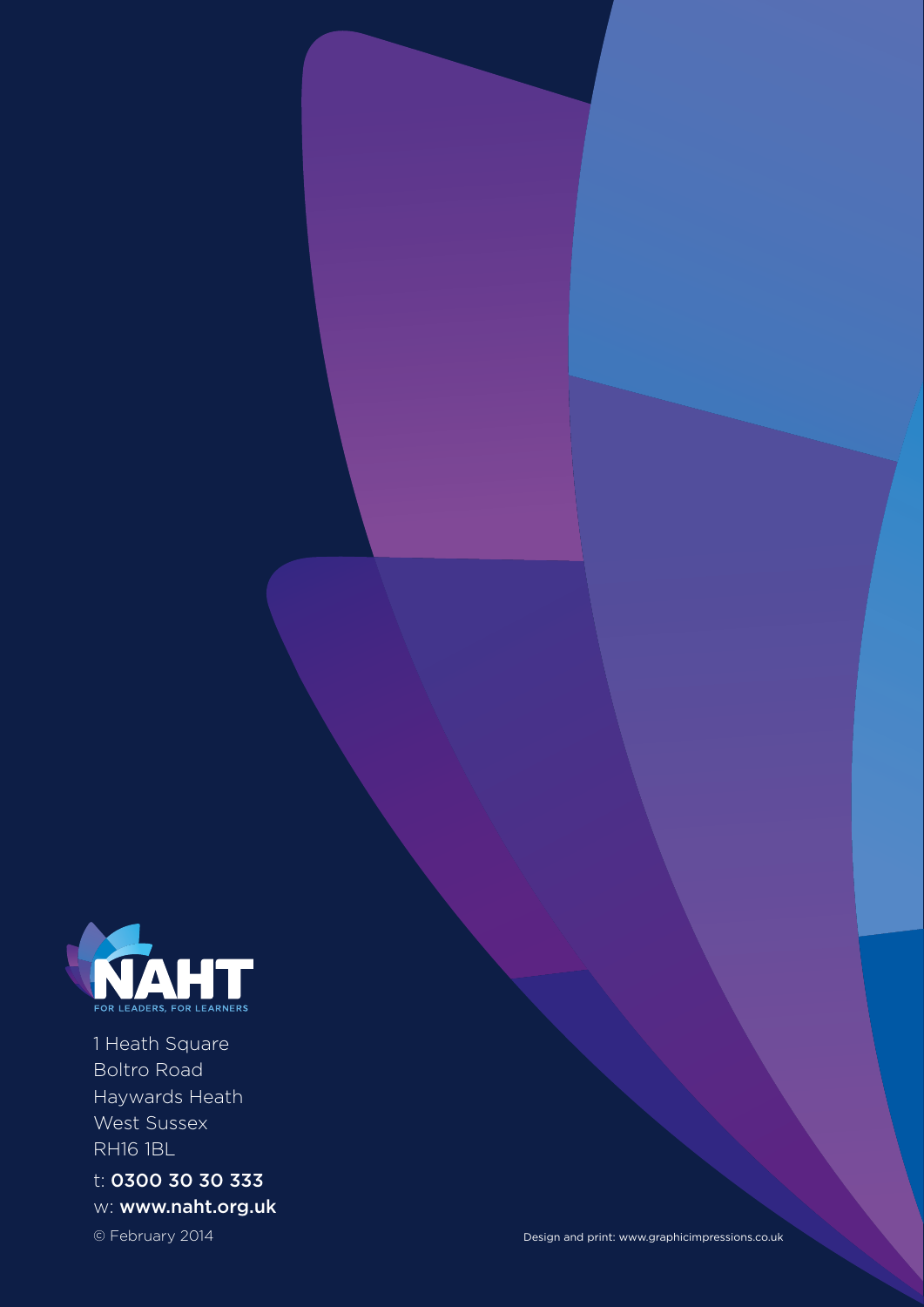NAHT

FOR LEADERS, FOR LEARNERS

1 Heath Square
Boltro Road
Haywards Heath
West Sussex
RH16 1BL

t: **0300 30 30 333**
w: **www.naht.org.uk**

© February 2014

Design and print: www.graphicimpressions.co.uk